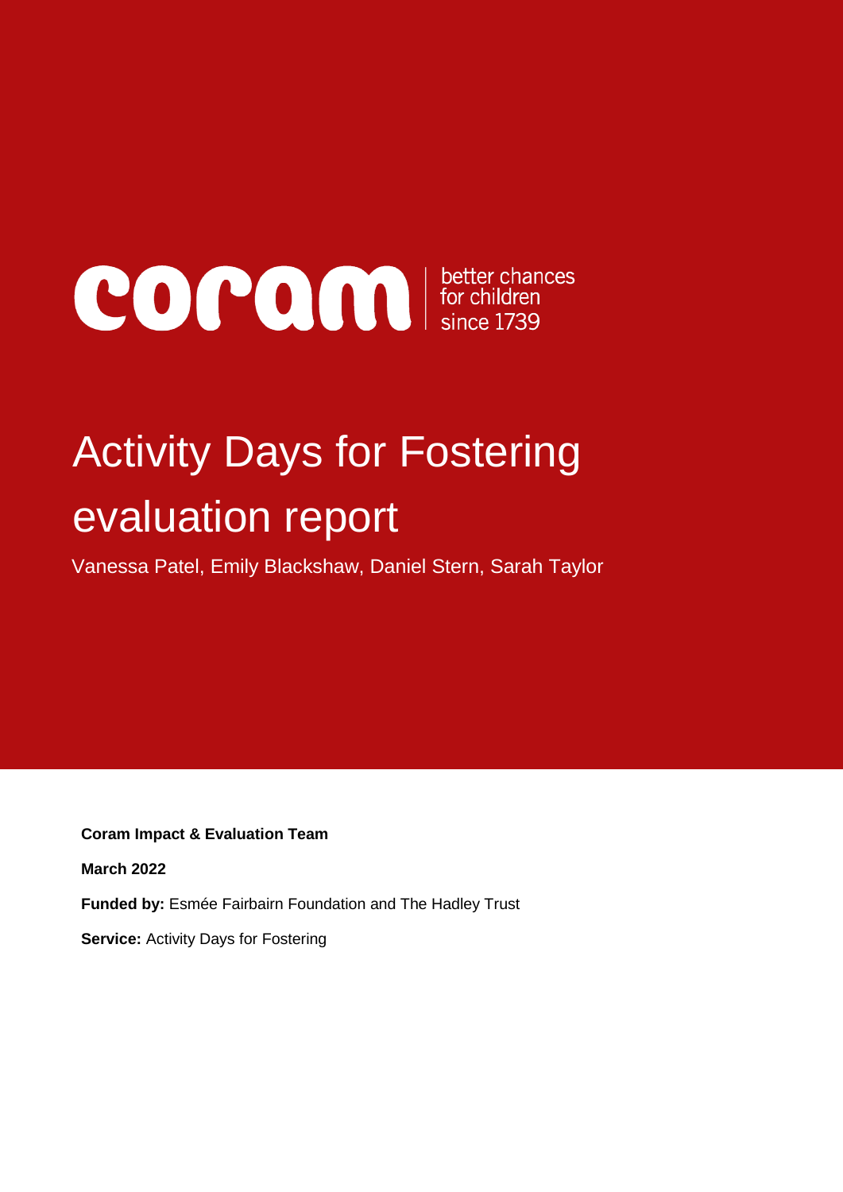coram | better chances for children since 1739

# Activity Days for Fostering evaluation report

Vanessa Patel, Emily Blackshaw, Daniel Stern, Sarah Taylor

**Coram Impact & Evaluation Team**

**March 2022**

**Funded by:** Esmée Fairbairn Foundation and The Hadley Trust

**Service:** Activity Days for Fostering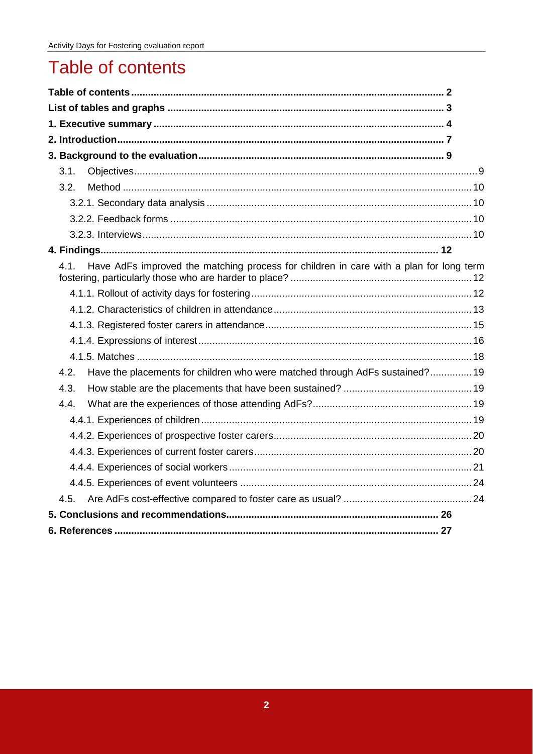# Table of contents

**Table of contents** .......... 2

**List of tables and graphs** .......... 3

**1. Executive summary** .......... 4

**2. Introduction** .......... 7

**3. Background to the evaluation** .......... 9

- 3.1. Objectives .......... 9
- 3.2. Method .......... 10
  - 3.2.1. Secondary data analysis .......... 10
  - 3.2.2. Feedback forms .......... 10
  - 3.2.3. Interviews .......... 10

**4. Findings** .......... 12

- 4.1. Have AdFs improved the matching process for children in care with a plan for long term fostering, particularly those who are harder to place? .......... 12
  - 4.1.1. Rollout of activity days for fostering .......... 12
  - 4.1.2. Characteristics of children in attendance .......... 13
  - 4.1.3. Registered foster carers in attendance .......... 15
  - 4.1.4. Expressions of interest .......... 16
  - 4.1.5. Matches .......... 18
- 4.2. Have the placements for children who were matched through AdFs sustained? .......... 19
- 4.3. How stable are the placements that have been sustained? .......... 19
- 4.4. What are the experiences of those attending AdFs? .......... 19
  - 4.4.1. Experiences of children .......... 19
  - 4.4.2. Experiences of prospective foster carers .......... 20
  - 4.4.3. Experiences of current foster carers .......... 20
  - 4.4.4. Experiences of social workers .......... 21
  - 4.4.5. Experiences of event volunteers .......... 24
- 4.5. Are AdFs cost-effective compared to foster care as usual? .......... 24

**5. Conclusions and recommendations** .......... 26

**6. References** .......... 27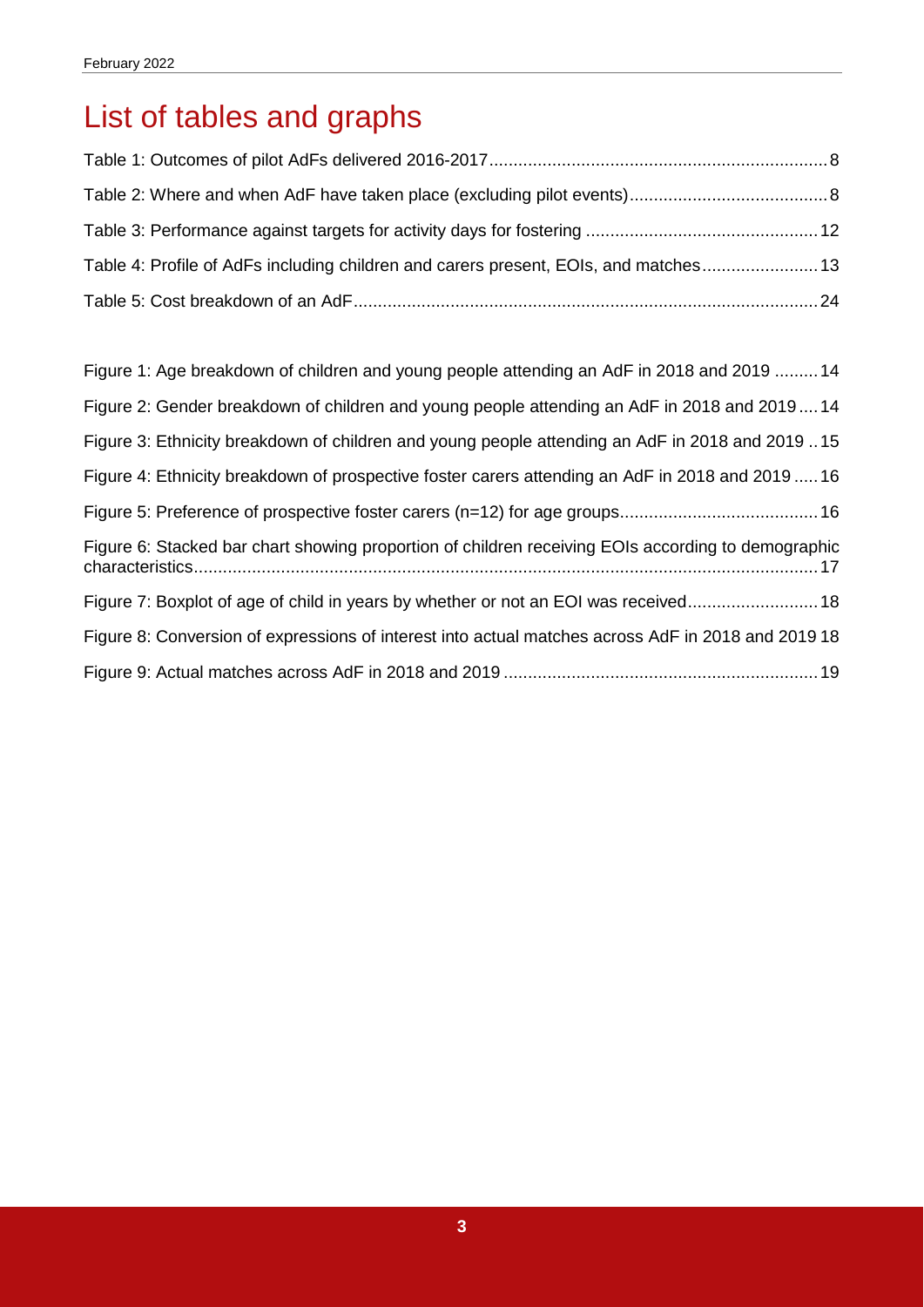# List of tables and graphs

Table 1: Outcomes of pilot AdFs delivered 2016-2017 ..... 8

Table 2: Where and when AdF have taken place (excluding pilot events) ..... 8

Table 3: Performance against targets for activity days for fostering ..... 12

Table 4: Profile of AdFs including children and carers present, EOIs, and matches ..... 13

Table 5: Cost breakdown of an AdF ..... 24

Figure 1: Age breakdown of children and young people attending an AdF in 2018 and 2019 ..... 14

Figure 2: Gender breakdown of children and young people attending an AdF in 2018 and 2019 ..... 14

Figure 3: Ethnicity breakdown of children and young people attending an AdF in 2018 and 2019 ..... 15

Figure 4: Ethnicity breakdown of prospective foster carers attending an AdF in 2018 and 2019 ..... 16

Figure 5: Preference of prospective foster carers (n=12) for age groups ..... 16

Figure 6: Stacked bar chart showing proportion of children receiving EOIs according to demographic characteristics ..... 17

Figure 7: Boxplot of age of child in years by whether or not an EOI was received ..... 18

Figure 8: Conversion of expressions of interest into actual matches across AdF in 2018 and 2019 ..... 18

Figure 9: Actual matches across AdF in 2018 and 2019 ..... 19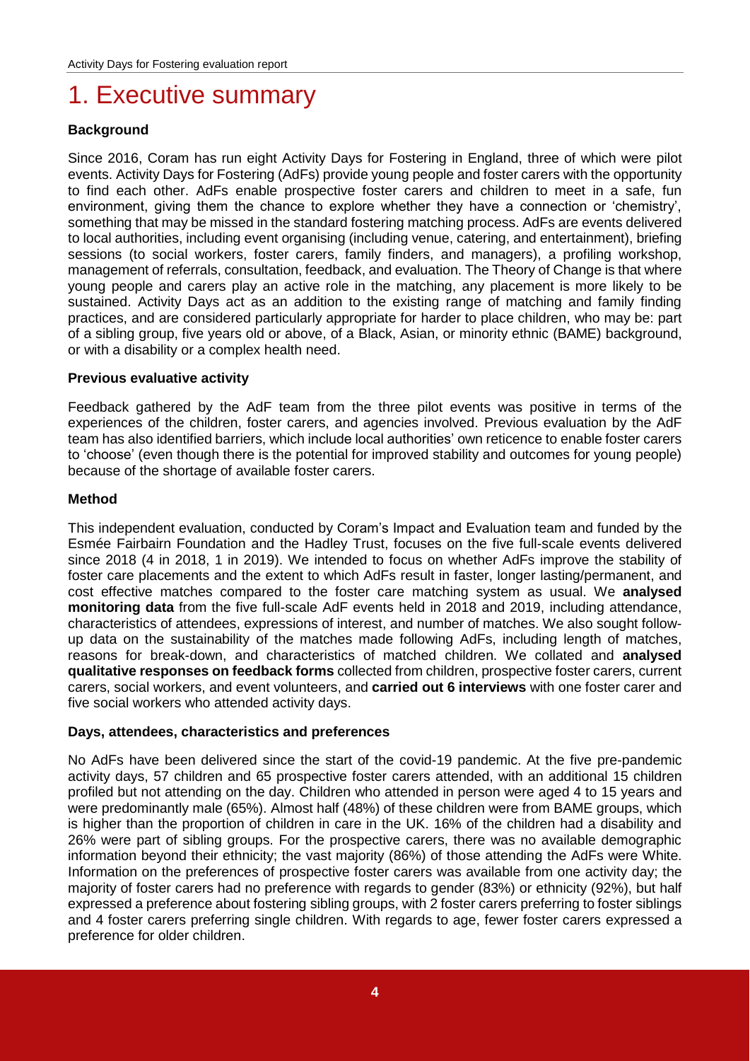# 1. Executive summary

**Background**

Since 2016, Coram has run eight Activity Days for Fostering in England, three of which were pilot events. Activity Days for Fostering (AdFs) provide young people and foster carers with the opportunity to find each other. AdFs enable prospective foster carers and children to meet in a safe, fun environment, giving them the chance to explore whether they have a connection or 'chemistry', something that may be missed in the standard fostering matching process. AdFs are events delivered to local authorities, including event organising (including venue, catering, and entertainment), briefing sessions (to social workers, foster carers, family finders, and managers), a profiling workshop, management of referrals, consultation, feedback, and evaluation. The Theory of Change is that where young people and carers play an active role in the matching, any placement is more likely to be sustained. Activity Days act as an addition to the existing range of matching and family finding practices, and are considered particularly appropriate for harder to place children, who may be: part of a sibling group, five years old or above, of a Black, Asian, or minority ethnic (BAME) background, or with a disability or a complex health need.

**Previous evaluative activity**

Feedback gathered by the AdF team from the three pilot events was positive in terms of the experiences of the children, foster carers, and agencies involved. Previous evaluation by the AdF team has also identified barriers, which include local authorities' own reticence to enable foster carers to 'choose' (even though there is the potential for improved stability and outcomes for young people) because of the shortage of available foster carers.

**Method**

This independent evaluation, conducted by Coram's Impact and Evaluation team and funded by the Esmée Fairbairn Foundation and the Hadley Trust, focuses on the five full-scale events delivered since 2018 (4 in 2018, 1 in 2019). We intended to focus on whether AdFs improve the stability of foster care placements and the extent to which AdFs result in faster, longer lasting/permanent, and cost effective matches compared to the foster care matching system as usual. We **analysed monitoring data** from the five full-scale AdF events held in 2018 and 2019, including attendance, characteristics of attendees, expressions of interest, and number of matches. We also sought follow-up data on the sustainability of the matches made following AdFs, including length of matches, reasons for break-down, and characteristics of matched children. We collated and **analysed qualitative responses on feedback forms** collected from children, prospective foster carers, current carers, social workers, and event volunteers, and **carried out 6 interviews** with one foster carer and five social workers who attended activity days.

**Days, attendees, characteristics and preferences**

No AdFs have been delivered since the start of the covid-19 pandemic. At the five pre-pandemic activity days, 57 children and 65 prospective foster carers attended, with an additional 15 children profiled but not attending on the day. Children who attended in person were aged 4 to 15 years and were predominantly male (65%). Almost half (48%) of these children were from BAME groups, which is higher than the proportion of children in care in the UK. 16% of the children had a disability and 26% were part of sibling groups. For the prospective carers, there was no available demographic information beyond their ethnicity; the vast majority (86%) of those attending the AdFs were White. Information on the preferences of prospective foster carers was available from one activity day; the majority of foster carers had no preference with regards to gender (83%) or ethnicity (92%), but half expressed a preference about fostering sibling groups, with 2 foster carers preferring to foster siblings and 4 foster carers preferring single children. With regards to age, fewer foster carers expressed a preference for older children.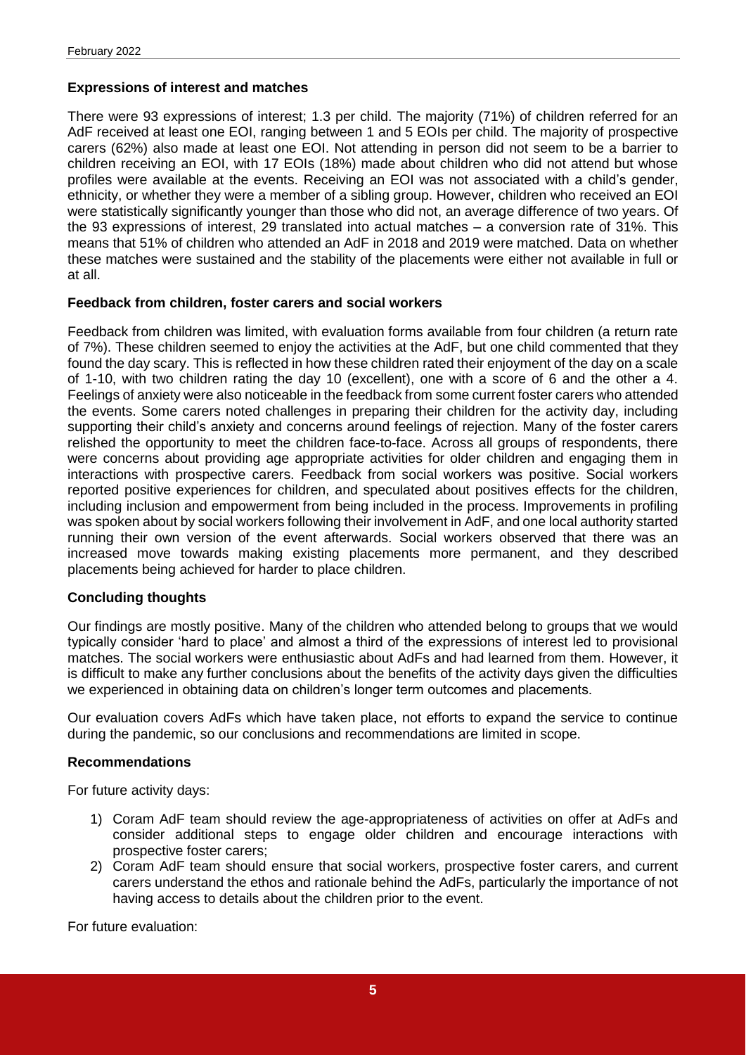**Expressions of interest and matches**

There were 93 expressions of interest; 1.3 per child. The majority (71%) of children referred for an AdF received at least one EOI, ranging between 1 and 5 EOIs per child. The majority of prospective carers (62%) also made at least one EOI. Not attending in person did not seem to be a barrier to children receiving an EOI, with 17 EOIs (18%) made about children who did not attend but whose profiles were available at the events. Receiving an EOI was not associated with a child's gender, ethnicity, or whether they were a member of a sibling group. However, children who received an EOI were statistically significantly younger than those who did not, an average difference of two years. Of the 93 expressions of interest, 29 translated into actual matches – a conversion rate of 31%. This means that 51% of children who attended an AdF in 2018 and 2019 were matched. Data on whether these matches were sustained and the stability of the placements were either not available in full or at all.

**Feedback from children, foster carers and social workers**

Feedback from children was limited, with evaluation forms available from four children (a return rate of 7%). These children seemed to enjoy the activities at the AdF, but one child commented that they found the day scary. This is reflected in how these children rated their enjoyment of the day on a scale of 1-10, with two children rating the day 10 (excellent), one with a score of 6 and the other a 4. Feelings of anxiety were also noticeable in the feedback from some current foster carers who attended the events. Some carers noted challenges in preparing their children for the activity day, including supporting their child's anxiety and concerns around feelings of rejection. Many of the foster carers relished the opportunity to meet the children face-to-face. Across all groups of respondents, there were concerns about providing age appropriate activities for older children and engaging them in interactions with prospective carers. Feedback from social workers was positive. Social workers reported positive experiences for children, and speculated about positives effects for the children, including inclusion and empowerment from being included in the process. Improvements in profiling was spoken about by social workers following their involvement in AdF, and one local authority started running their own version of the event afterwards. Social workers observed that there was an increased move towards making existing placements more permanent, and they described placements being achieved for harder to place children.

**Concluding thoughts**

Our findings are mostly positive. Many of the children who attended belong to groups that we would typically consider 'hard to place' and almost a third of the expressions of interest led to provisional matches. The social workers were enthusiastic about AdFs and had learned from them. However, it is difficult to make any further conclusions about the benefits of the activity days given the difficulties we experienced in obtaining data on children's longer term outcomes and placements.

Our evaluation covers AdFs which have taken place, not efforts to expand the service to continue during the pandemic, so our conclusions and recommendations are limited in scope.

**Recommendations**

For future activity days:

1) Coram AdF team should review the age-appropriateness of activities on offer at AdFs and consider additional steps to engage older children and encourage interactions with prospective foster carers;
2) Coram AdF team should ensure that social workers, prospective foster carers, and current carers understand the ethos and rationale behind the AdFs, particularly the importance of not having access to details about the children prior to the event.

For future evaluation: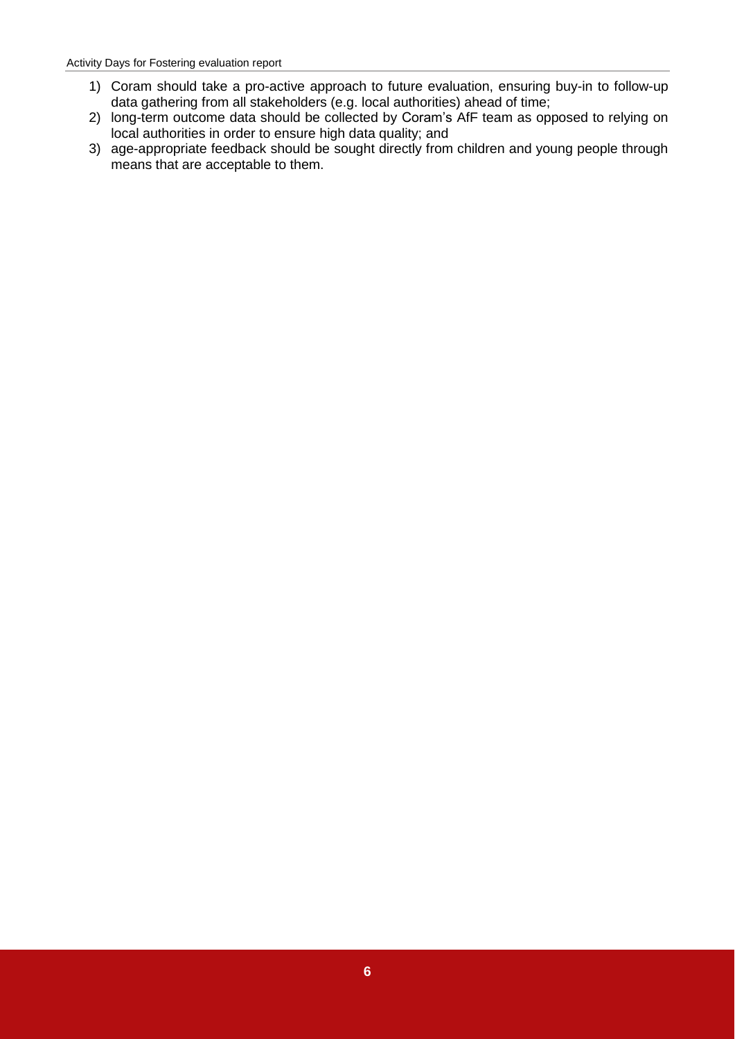1) Coram should take a pro-active approach to future evaluation, ensuring buy-in to follow-up data gathering from all stakeholders (e.g. local authorities) ahead of time;
2) long-term outcome data should be collected by Coram's AfF team as opposed to relying on local authorities in order to ensure high data quality; and
3) age-appropriate feedback should be sought directly from children and young people through means that are acceptable to them.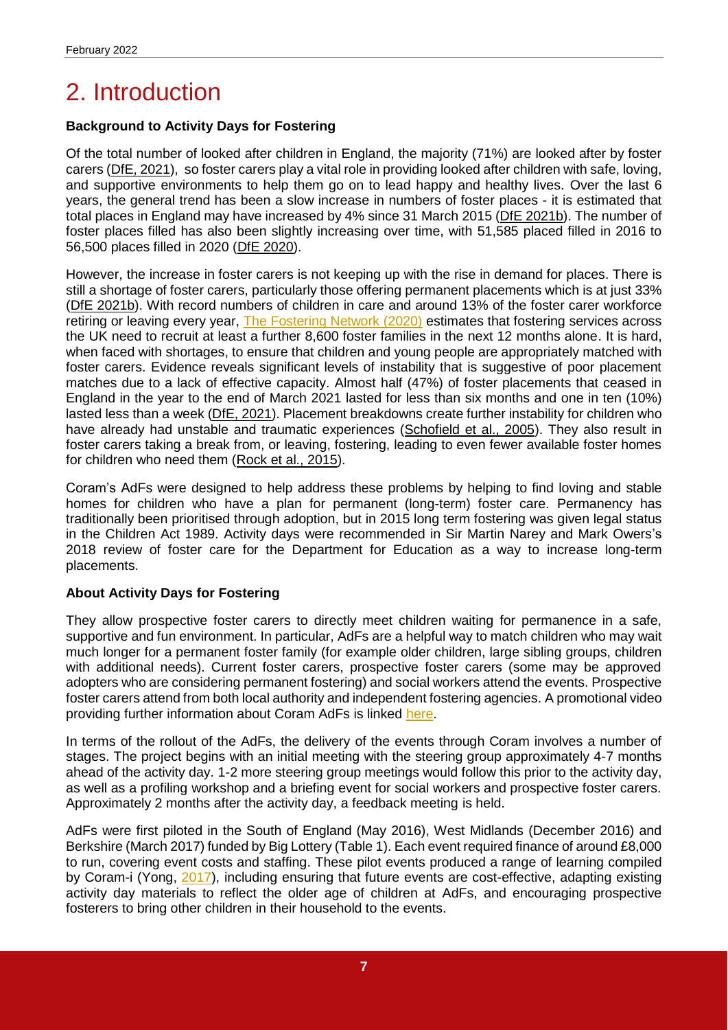# 2. Introduction

**Background to Activity Days for Fostering**

Of the total number of looked after children in England, the majority (71%) are looked after by foster carers (DfE, 2021), so foster carers play a vital role in providing looked after children with safe, loving, and supportive environments to help them go on to lead happy and healthy lives. Over the last 6 years, the general trend has been a slow increase in numbers of foster places - it is estimated that total places in England may have increased by 4% since 31 March 2015 (DfE 2021b). The number of foster places filled has also been slightly increasing over time, with 51,585 placed filled in 2016 to 56,500 places filled in 2020 (DfE 2020).

However, the increase in foster carers is not keeping up with the rise in demand for places. There is still a shortage of foster carers, particularly those offering permanent placements which is at just 33% (DfE 2021b). With record numbers of children in care and around 13% of the foster carer workforce retiring or leaving every year, The Fostering Network (2020) estimates that fostering services across the UK need to recruit at least a further 8,600 foster families in the next 12 months alone. It is hard, when faced with shortages, to ensure that children and young people are appropriately matched with foster carers. Evidence reveals significant levels of instability that is suggestive of poor placement matches due to a lack of effective capacity. Almost half (47%) of foster placements that ceased in England in the year to the end of March 2021 lasted for less than six months and one in ten (10%) lasted less than a week (DfE, 2021). Placement breakdowns create further instability for children who have already had unstable and traumatic experiences (Schofield et al., 2005). They also result in foster carers taking a break from, or leaving, fostering, leading to even fewer available foster homes for children who need them (Rock et al., 2015).

Coram's AdFs were designed to help address these problems by helping to find loving and stable homes for children who have a plan for permanent (long-term) foster care. Permanency has traditionally been prioritised through adoption, but in 2015 long term fostering was given legal status in the Children Act 1989. Activity days were recommended in Sir Martin Narey and Mark Owers's 2018 review of foster care for the Department for Education as a way to increase long-term placements.

**About Activity Days for Fostering**

They allow prospective foster carers to directly meet children waiting for permanence in a safe, supportive and fun environment. In particular, AdFs are a helpful way to match children who may wait much longer for a permanent foster family (for example older children, large sibling groups, children with additional needs). Current foster carers, prospective foster carers (some may be approved adopters who are considering permanent fostering) and social workers attend the events. Prospective foster carers attend from both local authority and independent fostering agencies. A promotional video providing further information about Coram AdFs is linked here.

In terms of the rollout of the AdFs, the delivery of the events through Coram involves a number of stages. The project begins with an initial meeting with the steering group approximately 4-7 months ahead of the activity day. 1-2 more steering group meetings would follow this prior to the activity day, as well as a profiling workshop and a briefing event for social workers and prospective foster carers. Approximately 2 months after the activity day, a feedback meeting is held.

AdFs were first piloted in the South of England (May 2016), West Midlands (December 2016) and Berkshire (March 2017) funded by Big Lottery (Table 1). Each event required finance of around £8,000 to run, covering event costs and staffing. These pilot events produced a range of learning compiled by Coram-i (Yong, 2017), including ensuring that future events are cost-effective, adapting existing activity day materials to reflect the older age of children at AdFs, and encouraging prospective fosterers to bring other children in their household to the events.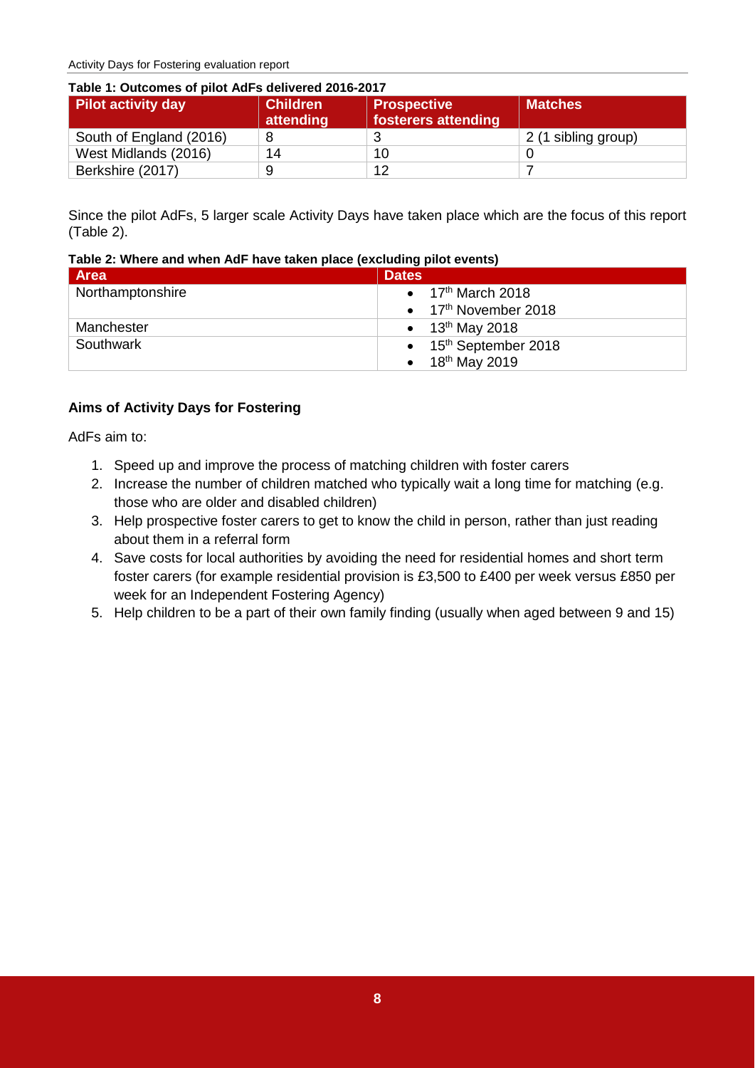**Table 1: Outcomes of pilot AdFs delivered 2016-2017**

| Pilot activity day | Children attending | Prospective fosterers attending | Matches |
|---|---|---|---|
| South of England (2016) | 8 | 3 | 2 (1 sibling group) |
| West Midlands (2016) | 14 | 10 | 0 |
| Berkshire (2017) | 9 | 12 | 7 |

Since the pilot AdFs, 5 larger scale Activity Days have taken place which are the focus of this report (Table 2).

**Table 2: Where and when AdF have taken place (excluding pilot events)**

| Area | Dates |
|---|---|
| Northamptonshire | • 17th March 2018<br>• 17th November 2018 |
| Manchester | • 13th May 2018 |
| Southwark | • 15th September 2018<br>• 18th May 2019 |

### Aims of Activity Days for Fostering

AdFs aim to:

1. Speed up and improve the process of matching children with foster carers
2. Increase the number of children matched who typically wait a long time for matching (e.g. those who are older and disabled children)
3. Help prospective foster carers to get to know the child in person, rather than just reading about them in a referral form
4. Save costs for local authorities by avoiding the need for residential homes and short term foster carers (for example residential provision is £3,500 to £400 per week versus £850 per week for an Independent Fostering Agency)
5. Help children to be a part of their own family finding (usually when aged between 9 and 15)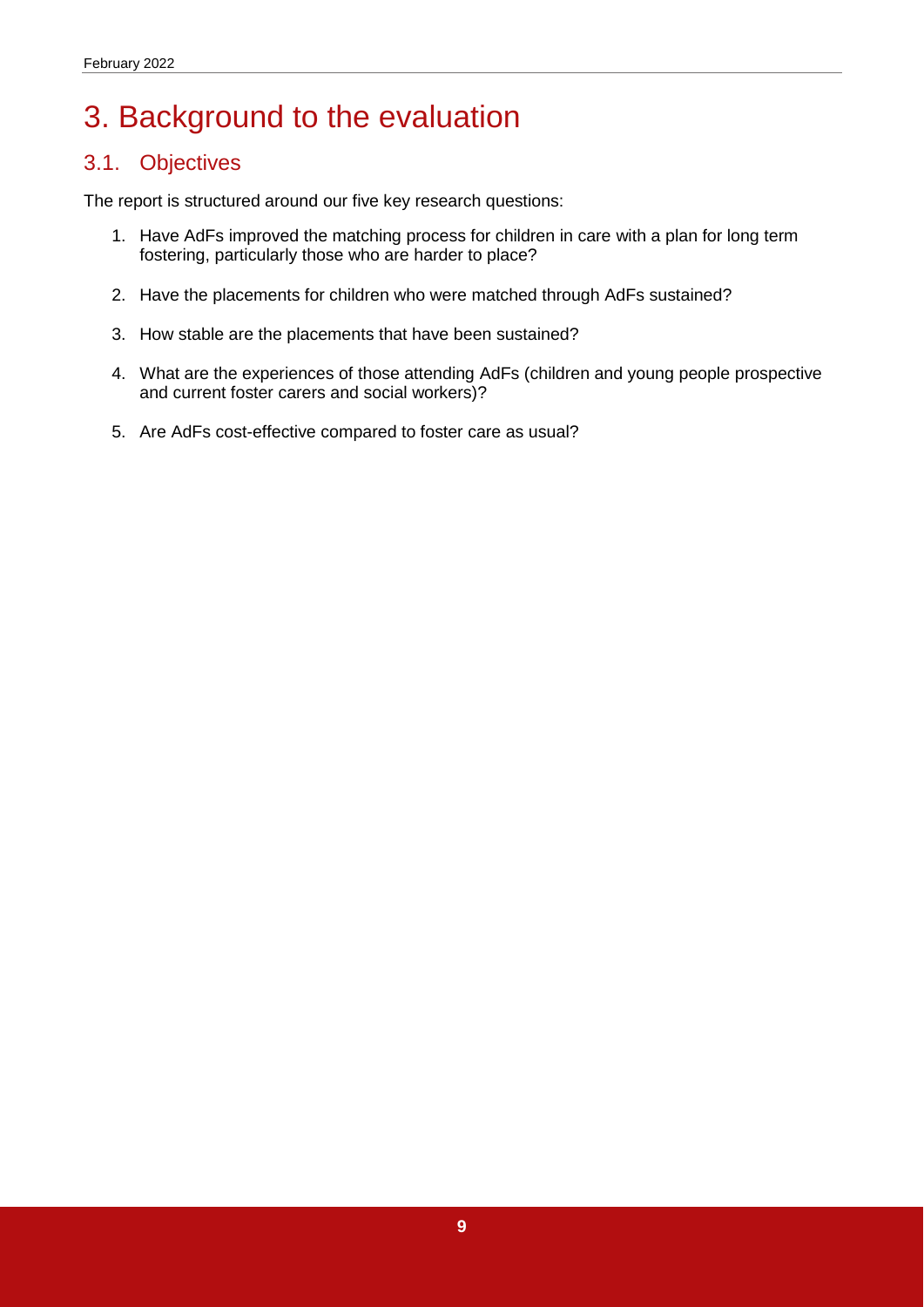# 3. Background to the evaluation

## 3.1. Objectives

The report is structured around our five key research questions:

1. Have AdFs improved the matching process for children in care with a plan for long term fostering, particularly those who are harder to place?
2. Have the placements for children who were matched through AdFs sustained?
3. How stable are the placements that have been sustained?
4. What are the experiences of those attending AdFs (children and young people prospective and current foster carers and social workers)?
5. Are AdFs cost-effective compared to foster care as usual?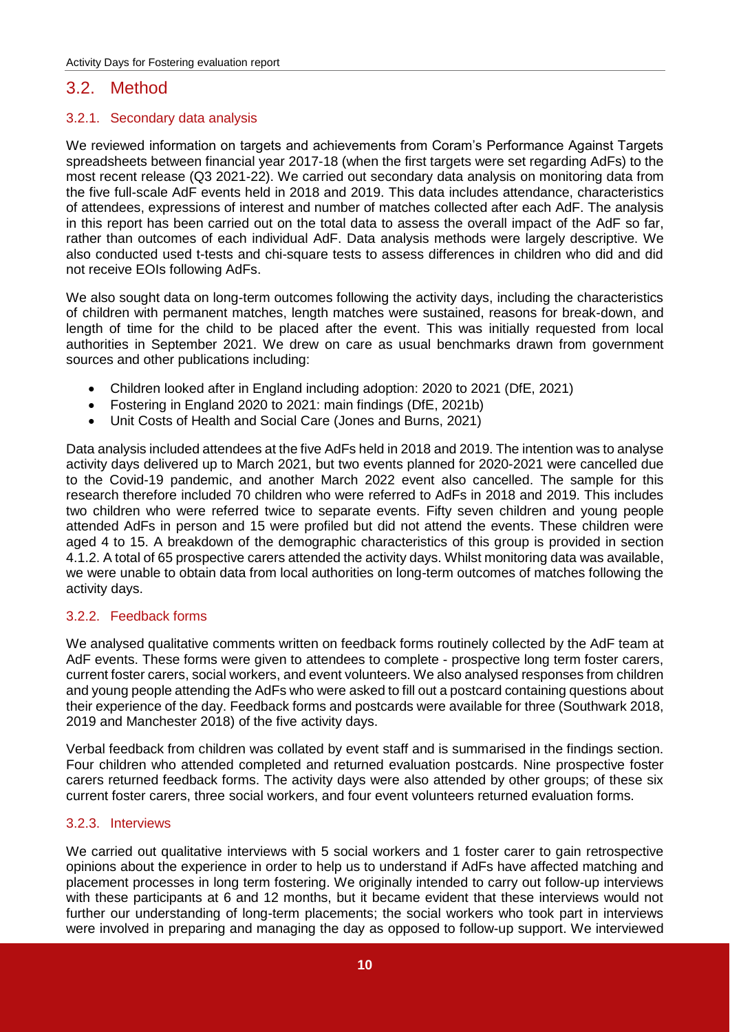## 3.2. Method

### 3.2.1. Secondary data analysis

We reviewed information on targets and achievements from Coram's Performance Against Targets spreadsheets between financial year 2017-18 (when the first targets were set regarding AdFs) to the most recent release (Q3 2021-22). We carried out secondary data analysis on monitoring data from the five full-scale AdF events held in 2018 and 2019. This data includes attendance, characteristics of attendees, expressions of interest and number of matches collected after each AdF. The analysis in this report has been carried out on the total data to assess the overall impact of the AdF so far, rather than outcomes of each individual AdF. Data analysis methods were largely descriptive. We also conducted used t-tests and chi-square tests to assess differences in children who did and did not receive EOIs following AdFs.

We also sought data on long-term outcomes following the activity days, including the characteristics of children with permanent matches, length matches were sustained, reasons for break-down, and length of time for the child to be placed after the event. This was initially requested from local authorities in September 2021. We drew on care as usual benchmarks drawn from government sources and other publications including:

- Children looked after in England including adoption: 2020 to 2021 (DfE, 2021)
- Fostering in England 2020 to 2021: main findings (DfE, 2021b)
- Unit Costs of Health and Social Care (Jones and Burns, 2021)

Data analysis included attendees at the five AdFs held in 2018 and 2019. The intention was to analyse activity days delivered up to March 2021, but two events planned for 2020-2021 were cancelled due to the Covid-19 pandemic, and another March 2022 event also cancelled. The sample for this research therefore included 70 children who were referred to AdFs in 2018 and 2019. This includes two children who were referred twice to separate events. Fifty seven children and young people attended AdFs in person and 15 were profiled but did not attend the events. These children were aged 4 to 15. A breakdown of the demographic characteristics of this group is provided in section 4.1.2. A total of 65 prospective carers attended the activity days. Whilst monitoring data was available, we were unable to obtain data from local authorities on long-term outcomes of matches following the activity days.

### 3.2.2. Feedback forms

We analysed qualitative comments written on feedback forms routinely collected by the AdF team at AdF events. These forms were given to attendees to complete - prospective long term foster carers, current foster carers, social workers, and event volunteers. We also analysed responses from children and young people attending the AdFs who were asked to fill out a postcard containing questions about their experience of the day. Feedback forms and postcards were available for three (Southwark 2018, 2019 and Manchester 2018) of the five activity days.

Verbal feedback from children was collated by event staff and is summarised in the findings section. Four children who attended completed and returned evaluation postcards. Nine prospective foster carers returned feedback forms. The activity days were also attended by other groups; of these six current foster carers, three social workers, and four event volunteers returned evaluation forms.

### 3.2.3. Interviews

We carried out qualitative interviews with 5 social workers and 1 foster carer to gain retrospective opinions about the experience in order to help us to understand if AdFs have affected matching and placement processes in long term fostering. We originally intended to carry out follow-up interviews with these participants at 6 and 12 months, but it became evident that these interviews would not further our understanding of long-term placements; the social workers who took part in interviews were involved in preparing and managing the day as opposed to follow-up support. We interviewed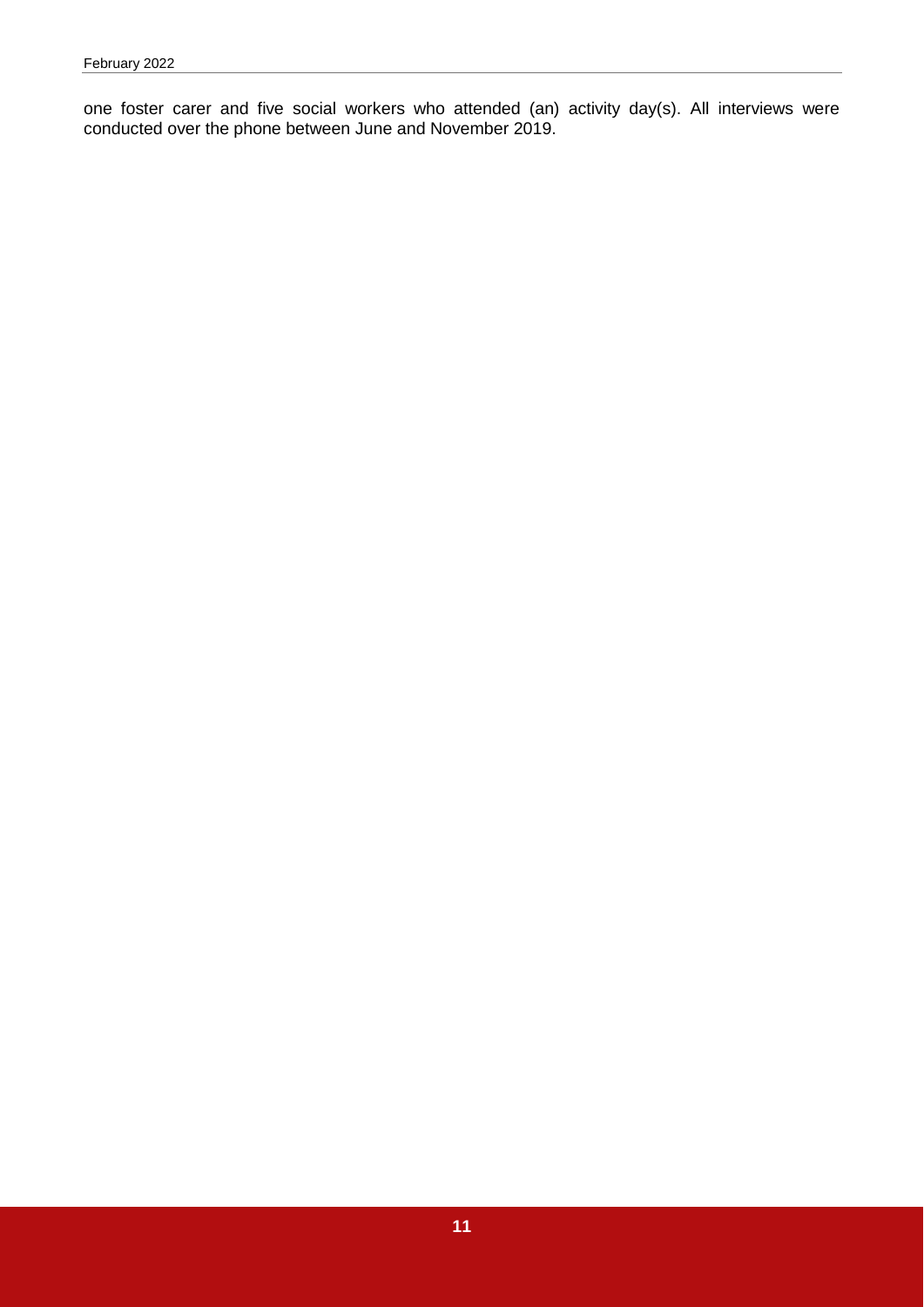one foster carer and five social workers who attended (an) activity day(s). All interviews were conducted over the phone between June and November 2019.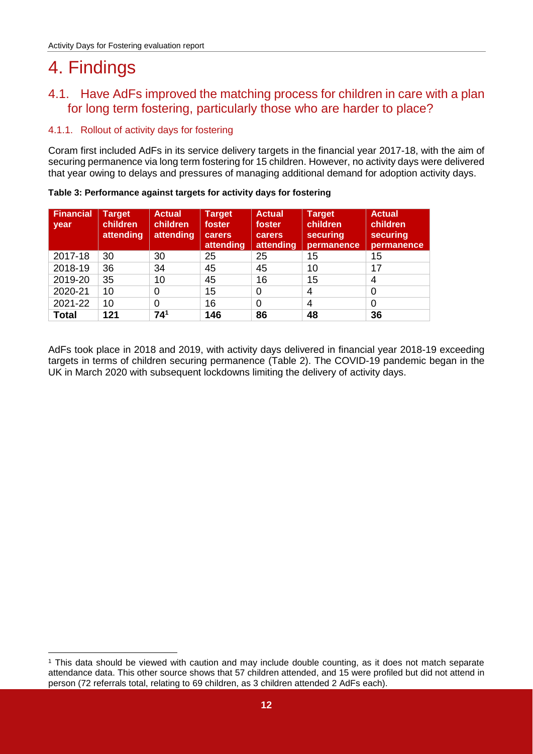# 4. Findings

## 4.1. Have AdFs improved the matching process for children in care with a plan for long term fostering, particularly those who are harder to place?

### 4.1.1. Rollout of activity days for fostering

Coram first included AdFs in its service delivery targets in the financial year 2017-18, with the aim of securing permanence via long term fostering for 15 children. However, no activity days were delivered that year owing to delays and pressures of managing additional demand for adoption activity days.

**Table 3: Performance against targets for activity days for fostering**

| Financial year | Target children attending | Actual children attending | Target foster carers attending | Actual foster carers attending | Target children securing permanence | Actual children securing permanence |
|---|---|---|---|---|---|---|
| 2017-18 | 30 | 30 | 25 | 25 | 15 | 15 |
| 2018-19 | 36 | 34 | 45 | 45 | 10 | 17 |
| 2019-20 | 35 | 10 | 45 | 16 | 15 | 4 |
| 2020-21 | 10 | 0 | 15 | 0 | 4 | 0 |
| 2021-22 | 10 | 0 | 16 | 0 | 4 | 0 |
| **Total** | **121** | **74**[1] | **146** | **86** | **48** | **36** |

AdFs took place in 2018 and 2019, with activity days delivered in financial year 2018-19 exceeding targets in terms of children securing permanence (Table 2). The COVID-19 pandemic began in the UK in March 2020 with subsequent lockdowns limiting the delivery of activity days.

---

[1] This data should be viewed with caution and may include double counting, as it does not match separate attendance data. This other source shows that 57 children attended, and 15 were profiled but did not attend in person (72 referrals total, relating to 69 children, as 3 children attended 2 AdFs each).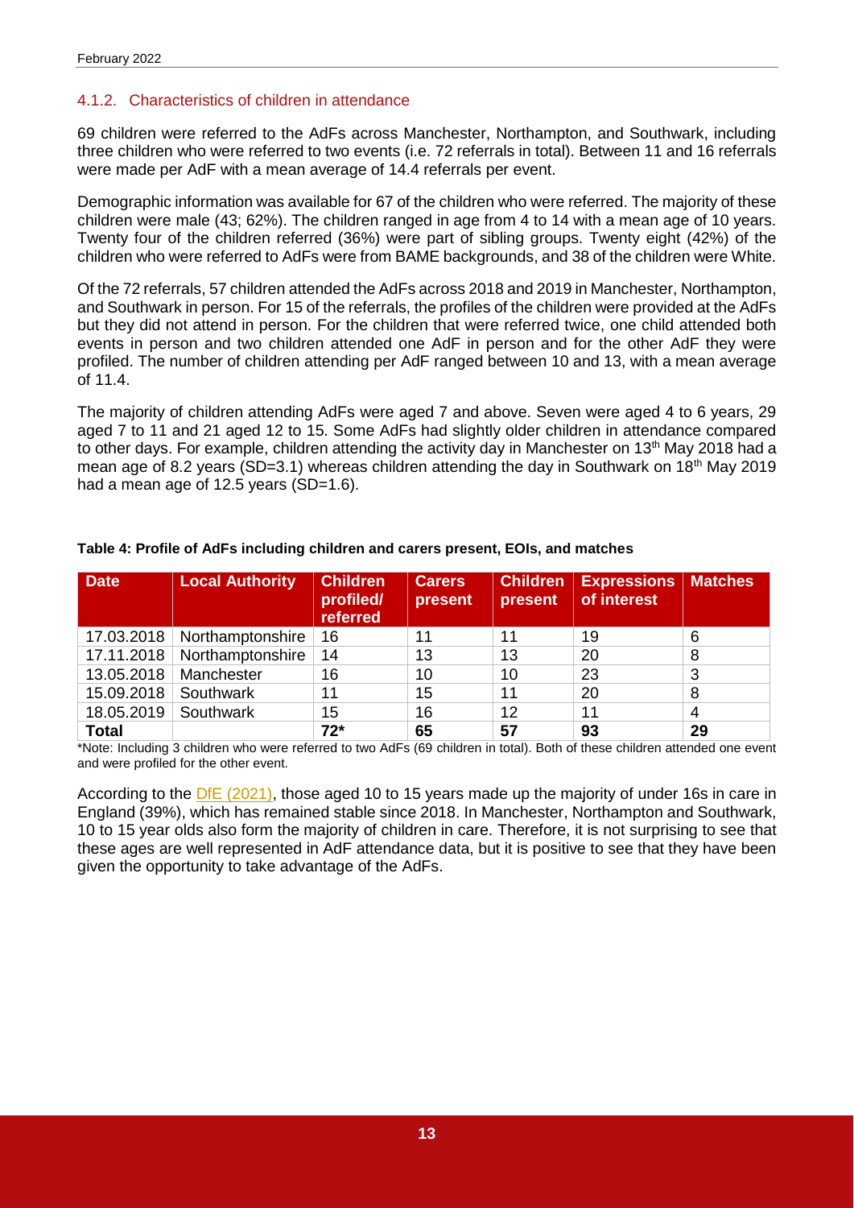### 4.1.2. Characteristics of children in attendance

69 children were referred to the AdFs across Manchester, Northampton, and Southwark, including three children who were referred to two events (i.e. 72 referrals in total). Between 11 and 16 referrals were made per AdF with a mean average of 14.4 referrals per event.

Demographic information was available for 67 of the children who were referred. The majority of these children were male (43; 62%). The children ranged in age from 4 to 14 with a mean age of 10 years. Twenty four of the children referred (36%) were part of sibling groups. Twenty eight (42%) of the children who were referred to AdFs were from BAME backgrounds, and 38 of the children were White.

Of the 72 referrals, 57 children attended the AdFs across 2018 and 2019 in Manchester, Northampton, and Southwark in person. For 15 of the referrals, the profiles of the children were provided at the AdFs but they did not attend in person. For the children that were referred twice, one child attended both events in person and two children attended one AdF in person and for the other AdF they were profiled. The number of children attending per AdF ranged between 10 and 13, with a mean average of 11.4.

The majority of children attending AdFs were aged 7 and above. Seven were aged 4 to 6 years, 29 aged 7 to 11 and 21 aged 12 to 15. Some AdFs had slightly older children in attendance compared to other days. For example, children attending the activity day in Manchester on 13th May 2018 had a mean age of 8.2 years (SD=3.1) whereas children attending the day in Southwark on 18th May 2019 had a mean age of 12.5 years (SD=1.6).

**Table 4: Profile of AdFs including children and carers present, EOIs, and matches**

| Date | Local Authority | Children profiled/ referred | Carers present | Children present | Expressions of interest | Matches |
|---|---|---|---|---|---|---|
| 17.03.2018 | Northamptonshire | 16 | 11 | 11 | 19 | 6 |
| 17.11.2018 | Northamptonshire | 14 | 13 | 13 | 20 | 8 |
| 13.05.2018 | Manchester | 16 | 10 | 10 | 23 | 3 |
| 15.09.2018 | Southwark | 11 | 15 | 11 | 20 | 8 |
| 18.05.2019 | Southwark | 15 | 16 | 12 | 11 | 4 |
| **Total** | | **72*** | **65** | **57** | **93** | **29** |

*Note: Including 3 children who were referred to two AdFs (69 children in total). Both of these children attended one event and were profiled for the other event.

According to the DfE (2021), those aged 10 to 15 years made up the majority of under 16s in care in England (39%), which has remained stable since 2018. In Manchester, Northampton and Southwark, 10 to 15 year olds also form the majority of children in care. Therefore, it is not surprising to see that these ages are well represented in AdF attendance data, but it is positive to see that they have been given the opportunity to take advantage of the AdFs.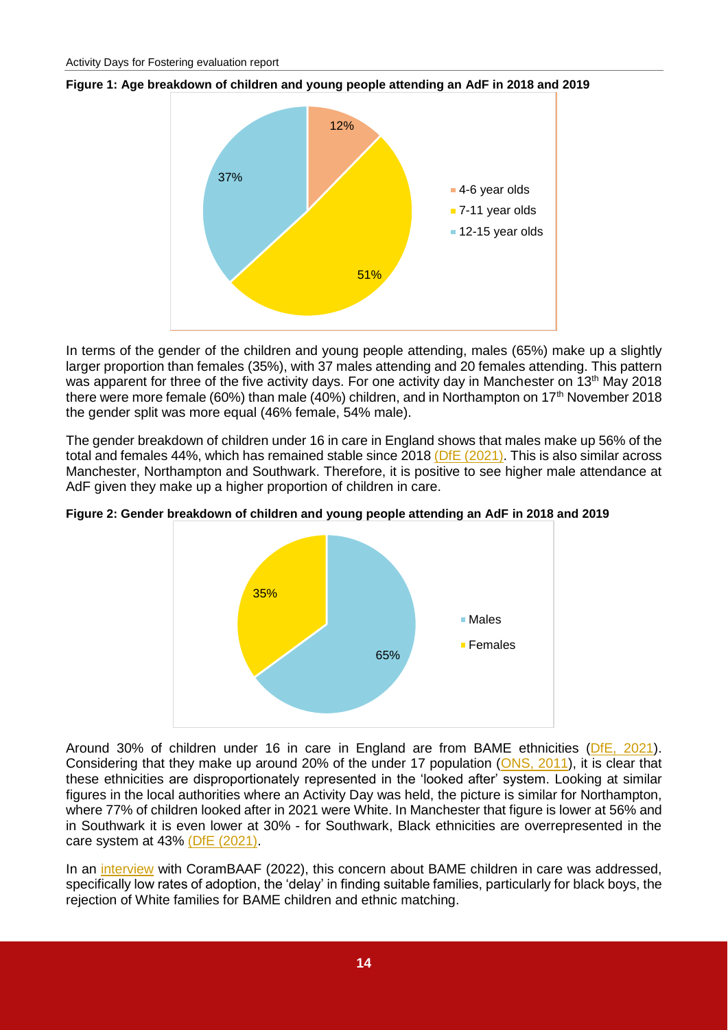**Figure 1: Age breakdown of children and young people attending an AdF in 2018 and 2019**

| Age group | Percentage |
|---|---|
| 4-6 year olds | 12% |
| 7-11 year olds | 51% |
| 12-15 year olds | 37% |

In terms of the gender of the children and young people attending, males (65%) make up a slightly larger proportion than females (35%), with 37 males attending and 20 females attending. This pattern was apparent for three of the five activity days. For one activity day in Manchester on 13th May 2018 there were more female (60%) than male (40%) children, and in Northampton on 17th November 2018 the gender split was more equal (46% female, 54% male).

The gender breakdown of children under 16 in care in England shows that males make up 56% of the total and females 44%, which has remained stable since 2018 (DfE (2021). This is also similar across Manchester, Northampton and Southwark. Therefore, it is positive to see higher male attendance at AdF given they make up a higher proportion of children in care.

**Figure 2: Gender breakdown of children and young people attending an AdF in 2018 and 2019**

| Gender | Percentage |
|---|---|
| Males | 65% |
| Females | 35% |

Around 30% of children under 16 in care in England are from BAME ethnicities (DfE, 2021). Considering that they make up around 20% of the under 17 population (ONS, 2011), it is clear that these ethnicities are disproportionately represented in the 'looked after' system. Looking at similar figures in the local authorities where an Activity Day was held, the picture is similar for Northampton, where 77% of children looked after in 2021 were White. In Manchester that figure is lower at 56% and in Southwark it is even lower at 30% - for Southwark, Black ethnicities are overrepresented in the care system at 43% (DfE (2021).

In an interview with CoramBAAF (2022), this concern about BAME children in care was addressed, specifically low rates of adoption, the 'delay' in finding suitable families, particularly for black boys, the rejection of White families for BAME children and ethnic matching.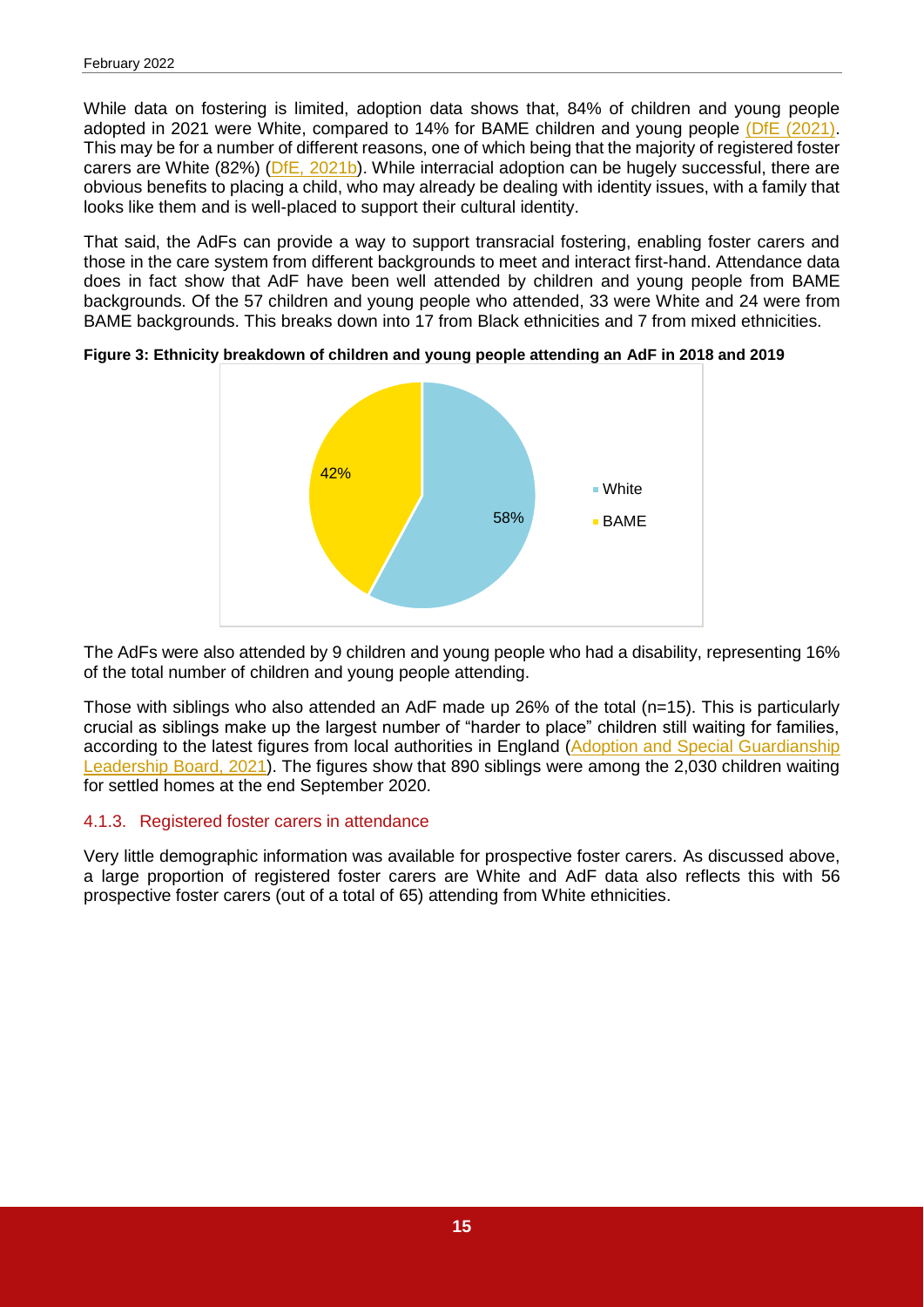While data on fostering is limited, adoption data shows that, 84% of children and young people adopted in 2021 were White, compared to 14% for BAME children and young people (DfE (2021). This may be for a number of different reasons, one of which being that the majority of registered foster carers are White (82%) (DfE, 2021b). While interracial adoption can be hugely successful, there are obvious benefits to placing a child, who may already be dealing with identity issues, with a family that looks like them and is well-placed to support their cultural identity.

That said, the AdFs can provide a way to support transracial fostering, enabling foster carers and those in the care system from different backgrounds to meet and interact first-hand. Attendance data does in fact show that AdF have been well attended by children and young people from BAME backgrounds. Of the 57 children and young people who attended, 33 were White and 24 were from BAME backgrounds. This breaks down into 17 from Black ethnicities and 7 from mixed ethnicities.

**Figure 3: Ethnicity breakdown of children and young people attending an AdF in 2018 and 2019**

| Ethnicity | Percentage |
|---|---|
| White | 58% |
| BAME | 42% |

The AdFs were also attended by 9 children and young people who had a disability, representing 16% of the total number of children and young people attending.

Those with siblings who also attended an AdF made up 26% of the total (n=15). This is particularly crucial as siblings make up the largest number of "harder to place" children still waiting for families, according to the latest figures from local authorities in England (Adoption and Special Guardianship Leadership Board, 2021). The figures show that 890 siblings were among the 2,030 children waiting for settled homes at the end September 2020.

### 4.1.3. Registered foster carers in attendance

Very little demographic information was available for prospective foster carers. As discussed above, a large proportion of registered foster carers are White and AdF data also reflects this with 56 prospective foster carers (out of a total of 65) attending from White ethnicities.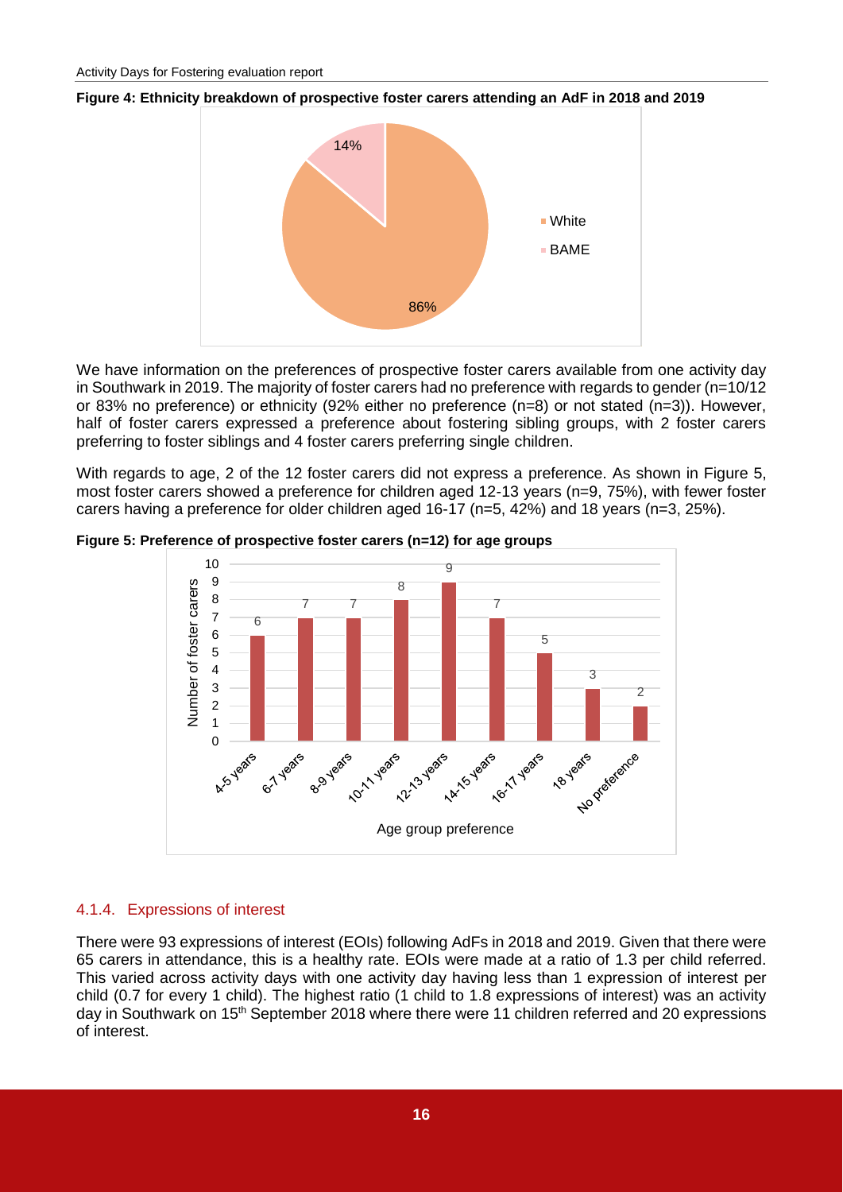**Figure 4: Ethnicity breakdown of prospective foster carers attending an AdF in 2018 and 2019**

| Ethnicity | Percentage |
|---|---|
| White | 86% |
| BAME | 14% |

We have information on the preferences of prospective foster carers available from one activity day in Southwark in 2019. The majority of foster carers had no preference with regards to gender (n=10/12 or 83% no preference) or ethnicity (92% either no preference (n=8) or not stated (n=3)). However, half of foster carers expressed a preference about fostering sibling groups, with 2 foster carers preferring to foster siblings and 4 foster carers preferring single children.

With regards to age, 2 of the 12 foster carers did not express a preference. As shown in Figure 5, most foster carers showed a preference for children aged 12-13 years (n=9, 75%), with fewer foster carers having a preference for older children aged 16-17 (n=5, 42%) and 18 years (n=3, 25%).

**Figure 5: Preference of prospective foster carers (n=12) for age groups**

| Age group preference | Number of foster carers |
|---|---|
| 4-5 years | 6 |
| 6-7 years | 7 |
| 8-9 years | 7 |
| 10-11 years | 8 |
| 12-13 years | 9 |
| 14-15 years | 7 |
| 16-17 years | 5 |
| 18 years | 3 |
| No preference | 2 |

### 4.1.4. Expressions of interest

There were 93 expressions of interest (EOIs) following AdFs in 2018 and 2019. Given that there were 65 carers in attendance, this is a healthy rate. EOIs were made at a ratio of 1.3 per child referred. This varied across activity days with one activity day having less than 1 expression of interest per child (0.7 for every 1 child). The highest ratio (1 child to 1.8 expressions of interest) was an activity day in Southwark on 15th September 2018 where there were 11 children referred and 20 expressions of interest.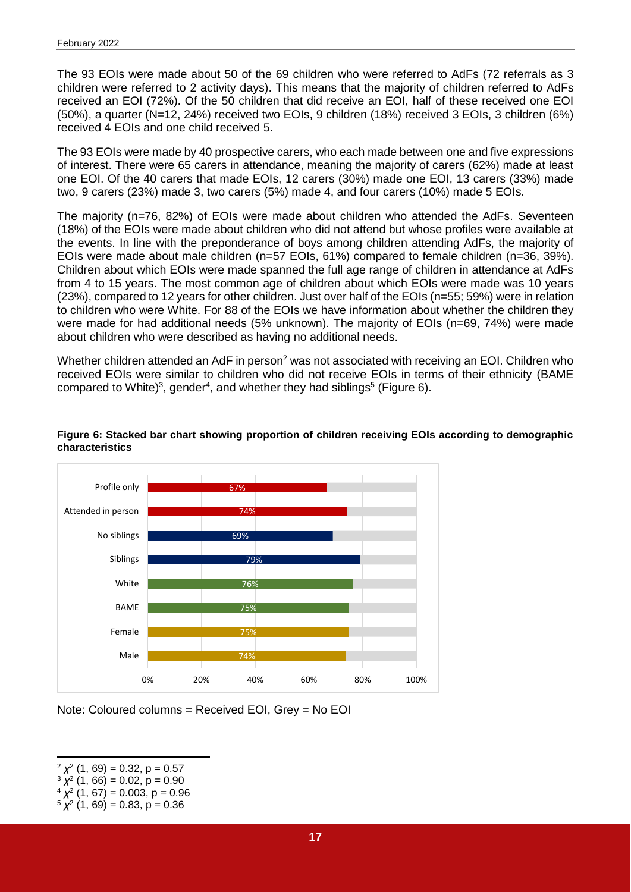The 93 EOIs were made about 50 of the 69 children who were referred to AdFs (72 referrals as 3 children were referred to 2 activity days). This means that the majority of children referred to AdFs received an EOI (72%). Of the 50 children that did receive an EOI, half of these received one EOI (50%), a quarter (N=12, 24%) received two EOIs, 9 children (18%) received 3 EOIs, 3 children (6%) received 4 EOIs and one child received 5.

The 93 EOIs were made by 40 prospective carers, who each made between one and five expressions of interest. There were 65 carers in attendance, meaning the majority of carers (62%) made at least one EOI. Of the 40 carers that made EOIs, 12 carers (30%) made one EOI, 13 carers (33%) made two, 9 carers (23%) made 3, two carers (5%) made 4, and four carers (10%) made 5 EOIs.

The majority (n=76, 82%) of EOIs were made about children who attended the AdFs. Seventeen (18%) of the EOIs were made about children who did not attend but whose profiles were available at the events. In line with the preponderance of boys among children attending AdFs, the majority of EOIs were made about male children (n=57 EOIs, 61%) compared to female children (n=36, 39%). Children about which EOIs were made spanned the full age range of children in attendance at AdFs from 4 to 15 years. The most common age of children about which EOIs were made was 10 years (23%), compared to 12 years for other children. Just over half of the EOIs (n=55; 59%) were in relation to children who were White. For 88 of the EOIs we have information about whether the children they were made for had additional needs (5% unknown). The majority of EOIs (n=69, 74%) were made about children who were described as having no additional needs.

Whether children attended an AdF in person[2] was not associated with receiving an EOI. Children who received EOIs were similar to children who did not receive EOIs in terms of their ethnicity (BAME compared to White)[3], gender[4], and whether they had siblings[5] (Figure 6).

**Figure 6: Stacked bar chart showing proportion of children receiving EOIs according to demographic characteristics**

| Group | Received EOI |
|---|---|
| Profile only | 67% |
| Attended in person | 74% |
| No siblings | 69% |
| Siblings | 79% |
| White | 76% |
| BAME | 75% |
| Female | 75% |
| Male | 74% |

Note: Coloured columns = Received EOI, Grey = No EOI

[2] $\chi^2$ (1, 69) = 0.32, p = 0.57
[3] $\chi^2$ (1, 66) = 0.02, p = 0.90
[4] $\chi^2$ (1, 67) = 0.003, p = 0.96
[5] $\chi^2$ (1, 69) = 0.83, p = 0.36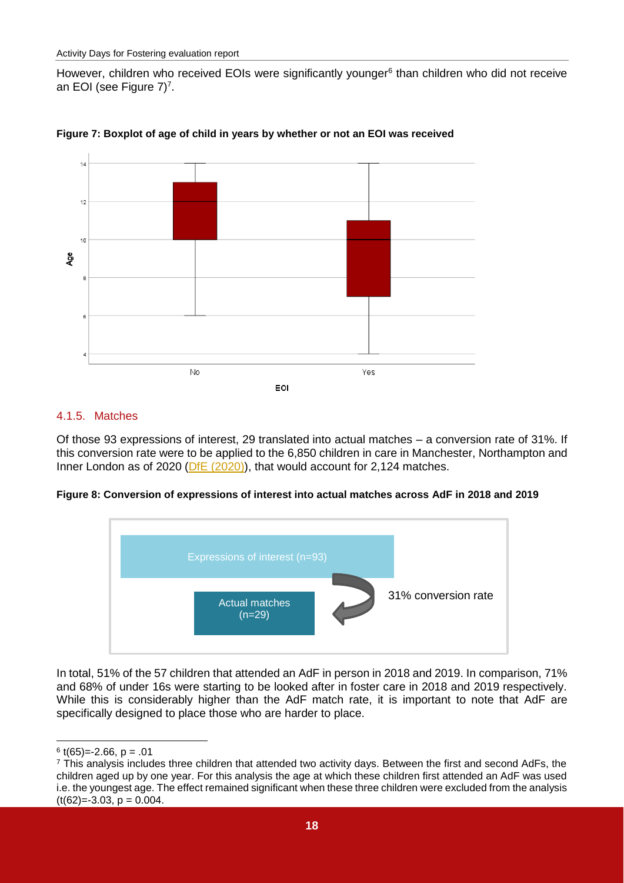However, children who received EOIs were significantly younger[6] than children who did not receive an EOI (see Figure 7)[7].

**Figure 7: Boxplot of age of child in years by whether or not an EOI was received**

### 4.1.5. Matches

Of those 93 expressions of interest, 29 translated into actual matches – a conversion rate of 31%. If this conversion rate were to be applied to the 6,850 children in care in Manchester, Northampton and Inner London as of 2020 (DfE (2020)), that would account for 2,124 matches.

**Figure 8: Conversion of expressions of interest into actual matches across AdF in 2018 and 2019**

Expressions of interest (n=93)

Actual matches (n=29)

31% conversion rate

In total, 51% of the 57 children that attended an AdF in person in 2018 and 2019. In comparison, 71% and 68% of under 16s were starting to be looked after in foster care in 2018 and 2019 respectively. While this is considerably higher than the AdF match rate, it is important to note that AdF are specifically designed to place those who are harder to place.

---

[6] $t(65)=-2.66$, $p = .01$

[7] This analysis includes three children that attended two activity days. Between the first and second AdFs, the children aged up by one year. For this analysis the age at which these children first attended an AdF was used i.e. the youngest age. The effect remained significant when these three children were excluded from the analysis ($t(62)=-3.03$, $p = 0.004$.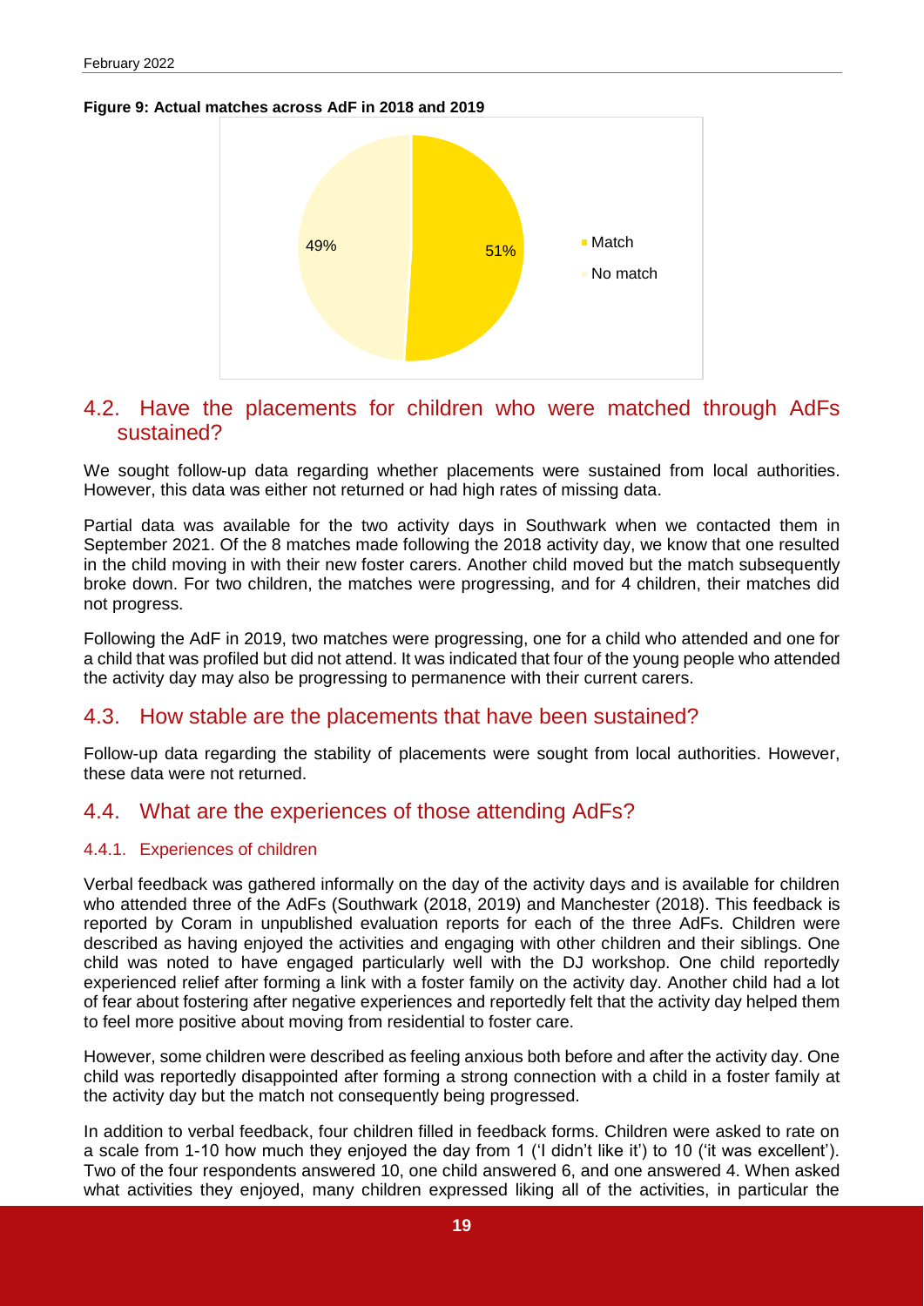**Figure 9: Actual matches across AdF in 2018 and 2019**

Match: 51%
No match: 49%

## 4.2. Have the placements for children who were matched through AdFs sustained?

We sought follow-up data regarding whether placements were sustained from local authorities. However, this data was either not returned or had high rates of missing data.

Partial data was available for the two activity days in Southwark when we contacted them in September 2021. Of the 8 matches made following the 2018 activity day, we know that one resulted in the child moving in with their new foster carers. Another child moved but the match subsequently broke down. For two children, the matches were progressing, and for 4 children, their matches did not progress.

Following the AdF in 2019, two matches were progressing, one for a child who attended and one for a child that was profiled but did not attend. It was indicated that four of the young people who attended the activity day may also be progressing to permanence with their current carers.

## 4.3. How stable are the placements that have been sustained?

Follow-up data regarding the stability of placements were sought from local authorities. However, these data were not returned.

## 4.4. What are the experiences of those attending AdFs?

### 4.4.1. Experiences of children

Verbal feedback was gathered informally on the day of the activity days and is available for children who attended three of the AdFs (Southwark (2018, 2019) and Manchester (2018). This feedback is reported by Coram in unpublished evaluation reports for each of the three AdFs. Children were described as having enjoyed the activities and engaging with other children and their siblings. One child was noted to have engaged particularly well with the DJ workshop. One child reportedly experienced relief after forming a link with a foster family on the activity day. Another child had a lot of fear about fostering after negative experiences and reportedly felt that the activity day helped them to feel more positive about moving from residential to foster care.

However, some children were described as feeling anxious both before and after the activity day. One child was reportedly disappointed after forming a strong connection with a child in a foster family at the activity day but the match not consequently being progressed.

In addition to verbal feedback, four children filled in feedback forms. Children were asked to rate on a scale from 1-10 how much they enjoyed the day from 1 ('I didn't like it') to 10 ('it was excellent'). Two of the four respondents answered 10, one child answered 6, and one answered 4. When asked what activities they enjoyed, many children expressed liking all of the activities, in particular the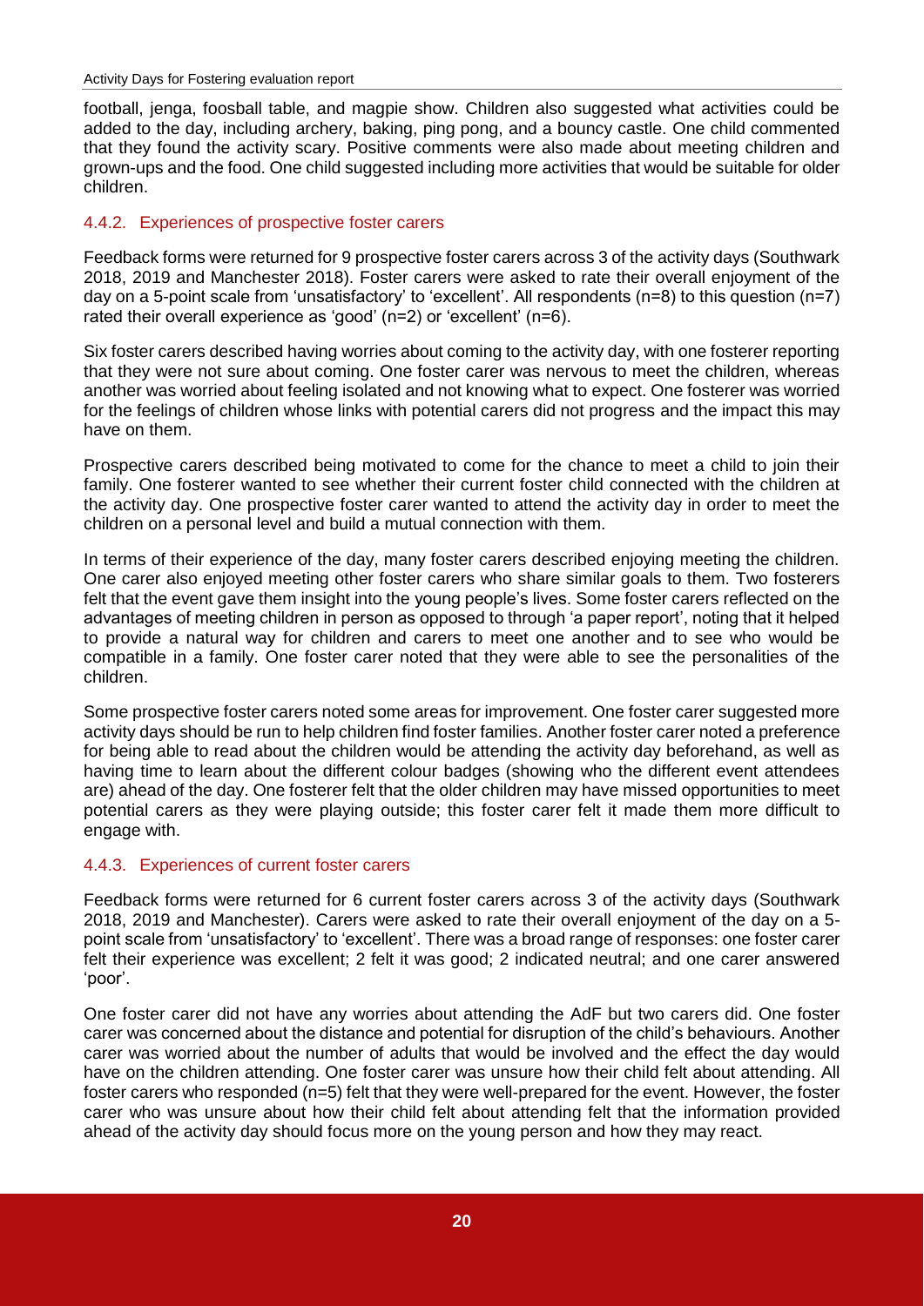football, jenga, foosball table, and magpie show. Children also suggested what activities could be added to the day, including archery, baking, ping pong, and a bouncy castle. One child commented that they found the activity scary. Positive comments were also made about meeting children and grown-ups and the food. One child suggested including more activities that would be suitable for older children.

### 4.4.2. Experiences of prospective foster carers

Feedback forms were returned for 9 prospective foster carers across 3 of the activity days (Southwark 2018, 2019 and Manchester 2018). Foster carers were asked to rate their overall enjoyment of the day on a 5-point scale from 'unsatisfactory' to 'excellent'. All respondents (n=8) to this question (n=7) rated their overall experience as 'good' (n=2) or 'excellent' (n=6).

Six foster carers described having worries about coming to the activity day, with one fosterer reporting that they were not sure about coming. One foster carer was nervous to meet the children, whereas another was worried about feeling isolated and not knowing what to expect. One fosterer was worried for the feelings of children whose links with potential carers did not progress and the impact this may have on them.

Prospective carers described being motivated to come for the chance to meet a child to join their family. One fosterer wanted to see whether their current foster child connected with the children at the activity day. One prospective foster carer wanted to attend the activity day in order to meet the children on a personal level and build a mutual connection with them.

In terms of their experience of the day, many foster carers described enjoying meeting the children. One carer also enjoyed meeting other foster carers who share similar goals to them. Two fosterers felt that the event gave them insight into the young people's lives. Some foster carers reflected on the advantages of meeting children in person as opposed to through 'a paper report', noting that it helped to provide a natural way for children and carers to meet one another and to see who would be compatible in a family. One foster carer noted that they were able to see the personalities of the children.

Some prospective foster carers noted some areas for improvement. One foster carer suggested more activity days should be run to help children find foster families. Another foster carer noted a preference for being able to read about the children would be attending the activity day beforehand, as well as having time to learn about the different colour badges (showing who the different event attendees are) ahead of the day. One fosterer felt that the older children may have missed opportunities to meet potential carers as they were playing outside; this foster carer felt it made them more difficult to engage with.

### 4.4.3. Experiences of current foster carers

Feedback forms were returned for 6 current foster carers across 3 of the activity days (Southwark 2018, 2019 and Manchester). Carers were asked to rate their overall enjoyment of the day on a 5-point scale from 'unsatisfactory' to 'excellent'. There was a broad range of responses: one foster carer felt their experience was excellent; 2 felt it was good; 2 indicated neutral; and one carer answered 'poor'.

One foster carer did not have any worries about attending the AdF but two carers did. One foster carer was concerned about the distance and potential for disruption of the child's behaviours. Another carer was worried about the number of adults that would be involved and the effect the day would have on the children attending. One foster carer was unsure how their child felt about attending. All foster carers who responded (n=5) felt that they were well-prepared for the event. However, the foster carer who was unsure about how their child felt about attending felt that the information provided ahead of the activity day should focus more on the young person and how they may react.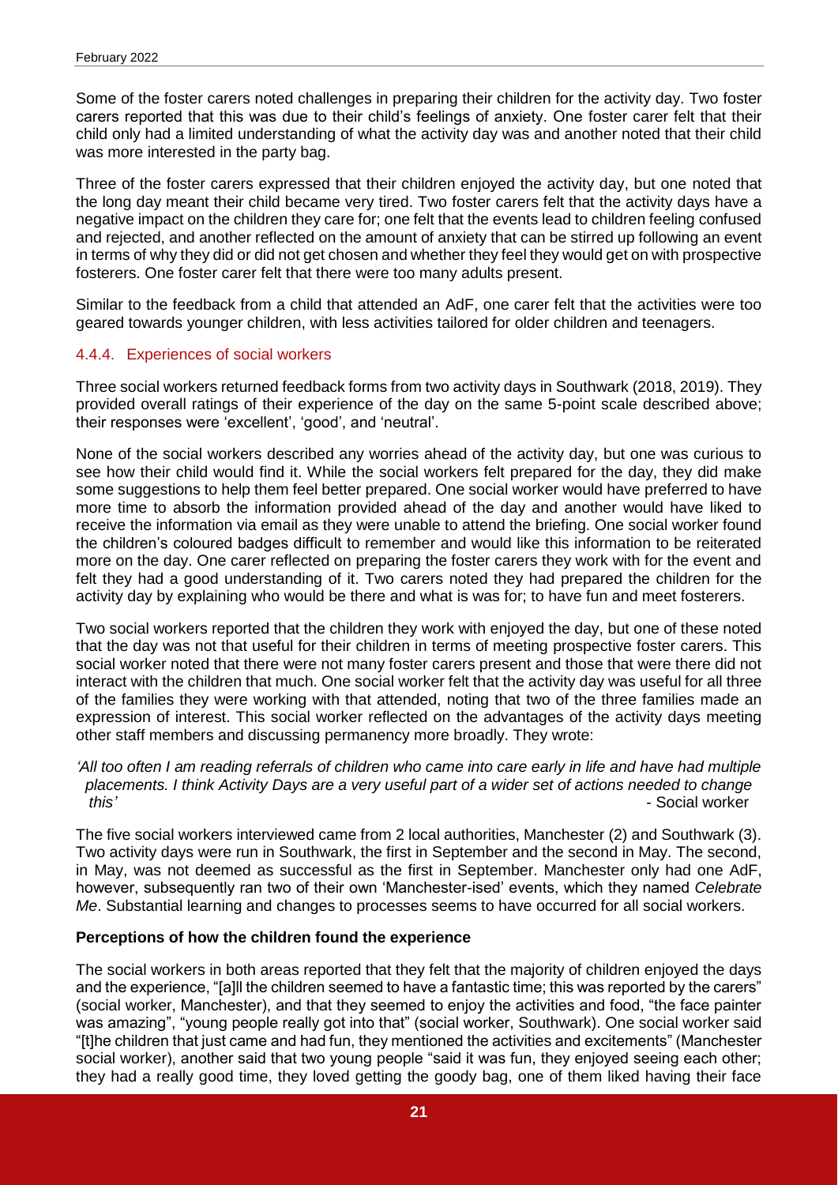Some of the foster carers noted challenges in preparing their children for the activity day. Two foster carers reported that this was due to their child's feelings of anxiety. One foster carer felt that their child only had a limited understanding of what the activity day was and another noted that their child was more interested in the party bag.

Three of the foster carers expressed that their children enjoyed the activity day, but one noted that the long day meant their child became very tired. Two foster carers felt that the activity days have a negative impact on the children they care for; one felt that the events lead to children feeling confused and rejected, and another reflected on the amount of anxiety that can be stirred up following an event in terms of why they did or did not get chosen and whether they feel they would get on with prospective fosterers. One foster carer felt that there were too many adults present.

Similar to the feedback from a child that attended an AdF, one carer felt that the activities were too geared towards younger children, with less activities tailored for older children and teenagers.

### 4.4.4. Experiences of social workers

Three social workers returned feedback forms from two activity days in Southwark (2018, 2019). They provided overall ratings of their experience of the day on the same 5-point scale described above; their responses were 'excellent', 'good', and 'neutral'.

None of the social workers described any worries ahead of the activity day, but one was curious to see how their child would find it. While the social workers felt prepared for the day, they did make some suggestions to help them feel better prepared. One social worker would have preferred to have more time to absorb the information provided ahead of the day and another would have liked to receive the information via email as they were unable to attend the briefing. One social worker found the children's coloured badges difficult to remember and would like this information to be reiterated more on the day. One carer reflected on preparing the foster carers they work with for the event and felt they had a good understanding of it. Two carers noted they had prepared the children for the activity day by explaining who would be there and what is was for; to have fun and meet fosterers.

Two social workers reported that the children they work with enjoyed the day, but one of these noted that the day was not that useful for their children in terms of meeting prospective foster carers. This social worker noted that there were not many foster carers present and those that were there did not interact with the children that much. One social worker felt that the activity day was useful for all three of the families they were working with that attended, noting that two of the three families made an expression of interest. This social worker reflected on the advantages of the activity days meeting other staff members and discussing permanency more broadly. They wrote:

> *'All too often I am reading referrals of children who came into care early in life and have had multiple placements. I think Activity Days are a very useful part of a wider set of actions needed to change this'* - Social worker

The five social workers interviewed came from 2 local authorities, Manchester (2) and Southwark (3). Two activity days were run in Southwark, the first in September and the second in May. The second, in May, was not deemed as successful as the first in September. Manchester only had one AdF, however, subsequently ran two of their own 'Manchester-ised' events, which they named *Celebrate Me*. Substantial learning and changes to processes seems to have occurred for all social workers.

**Perceptions of how the children found the experience**

The social workers in both areas reported that they felt that the majority of children enjoyed the days and the experience, "[a]ll the children seemed to have a fantastic time; this was reported by the carers" (social worker, Manchester), and that they seemed to enjoy the activities and food, "the face painter was amazing", "young people really got into that" (social worker, Southwark). One social worker said "[t]he children that just came and had fun, they mentioned the activities and excitements" (Manchester social worker), another said that two young people "said it was fun, they enjoyed seeing each other; they had a really good time, they loved getting the goody bag, one of them liked having their face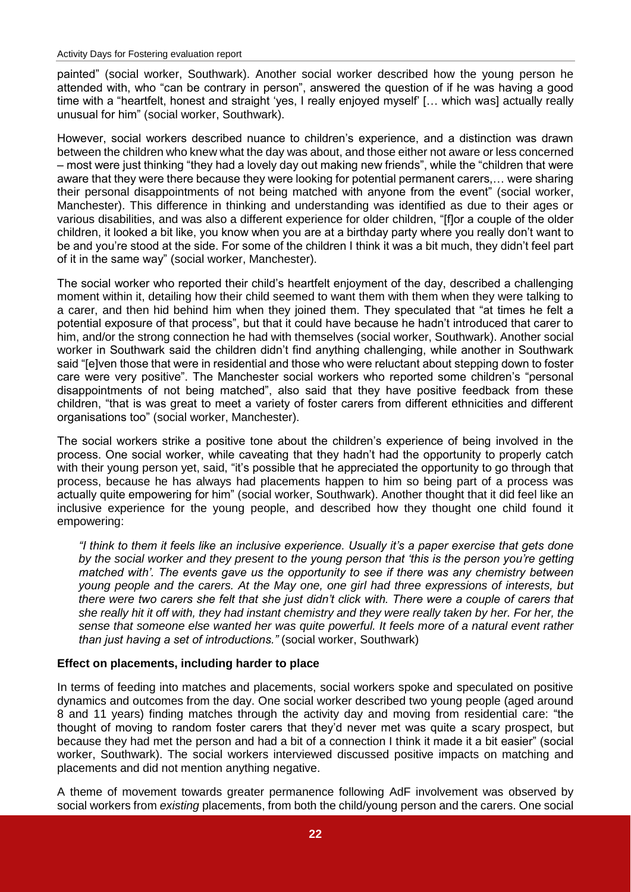painted" (social worker, Southwark). Another social worker described how the young person he attended with, who "can be contrary in person", answered the question of if he was having a good time with a "heartfelt, honest and straight 'yes, I really enjoyed myself' [… which was] actually really unusual for him" (social worker, Southwark).

However, social workers described nuance to children's experience, and a distinction was drawn between the children who knew what the day was about, and those either not aware or less concerned – most were just thinking "they had a lovely day out making new friends", while the "children that were aware that they were there because they were looking for potential permanent carers,… were sharing their personal disappointments of not being matched with anyone from the event" (social worker, Manchester). This difference in thinking and understanding was identified as due to their ages or various disabilities, and was also a different experience for older children, "[f]or a couple of the older children, it looked a bit like, you know when you are at a birthday party where you really don't want to be and you're stood at the side. For some of the children I think it was a bit much, they didn't feel part of it in the same way" (social worker, Manchester).

The social worker who reported their child's heartfelt enjoyment of the day, described a challenging moment within it, detailing how their child seemed to want them with them when they were talking to a carer, and then hid behind him when they joined them. They speculated that "at times he felt a potential exposure of that process", but that it could have because he hadn't introduced that carer to him, and/or the strong connection he had with themselves (social worker, Southwark). Another social worker in Southwark said the children didn't find anything challenging, while another in Southwark said "[e]ven those that were in residential and those who were reluctant about stepping down to foster care were very positive". The Manchester social workers who reported some children's "personal disappointments of not being matched", also said that they have positive feedback from these children, "that is was great to meet a variety of foster carers from different ethnicities and different organisations too" (social worker, Manchester).

The social workers strike a positive tone about the children's experience of being involved in the process. One social worker, while caveating that they hadn't had the opportunity to properly catch with their young person yet, said, "it's possible that he appreciated the opportunity to go through that process, because he has always had placements happen to him so being part of a process was actually quite empowering for him" (social worker, Southwark). Another thought that it did feel like an inclusive experience for the young people, and described how they thought one child found it empowering:

> *"I think to them it feels like an inclusive experience. Usually it's a paper exercise that gets done by the social worker and they present to the young person that 'this is the person you're getting matched with'. The events gave us the opportunity to see if there was any chemistry between young people and the carers. At the May one, one girl had three expressions of interests, but there were two carers she felt that she just didn't click with. There were a couple of carers that she really hit it off with, they had instant chemistry and they were really taken by her. For her, the sense that someone else wanted her was quite powerful. It feels more of a natural event rather than just having a set of introductions."* (social worker, Southwark)

**Effect on placements, including harder to place**

In terms of feeding into matches and placements, social workers spoke and speculated on positive dynamics and outcomes from the day. One social worker described two young people (aged around 8 and 11 years) finding matches through the activity day and moving from residential care: "the thought of moving to random foster carers that they'd never met was quite a scary prospect, but because they had met the person and had a bit of a connection I think it made it a bit easier" (social worker, Southwark). The social workers interviewed discussed positive impacts on matching and placements and did not mention anything negative.

A theme of movement towards greater permanence following AdF involvement was observed by social workers from *existing* placements, from both the child/young person and the carers. One social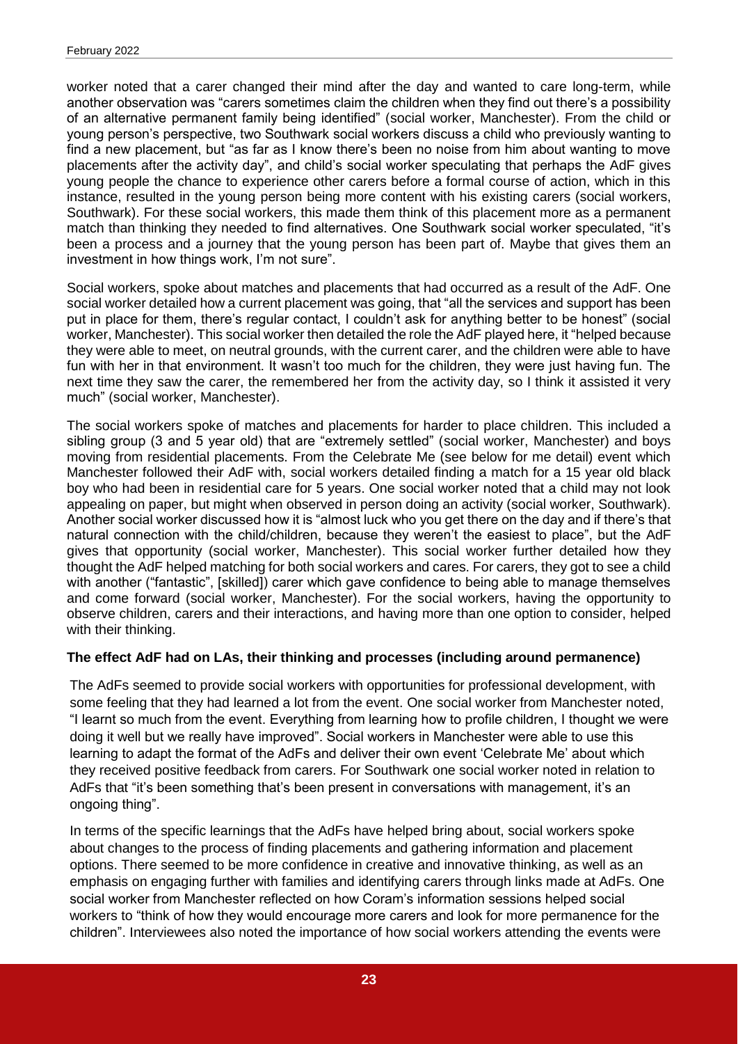worker noted that a carer changed their mind after the day and wanted to care long-term, while another observation was "carers sometimes claim the children when they find out there's a possibility of an alternative permanent family being identified" (social worker, Manchester). From the child or young person's perspective, two Southwark social workers discuss a child who previously wanting to find a new placement, but "as far as I know there's been no noise from him about wanting to move placements after the activity day", and child's social worker speculating that perhaps the AdF gives young people the chance to experience other carers before a formal course of action, which in this instance, resulted in the young person being more content with his existing carers (social workers, Southwark). For these social workers, this made them think of this placement more as a permanent match than thinking they needed to find alternatives. One Southwark social worker speculated, "it's been a process and a journey that the young person has been part of. Maybe that gives them an investment in how things work, I'm not sure".

Social workers, spoke about matches and placements that had occurred as a result of the AdF. One social worker detailed how a current placement was going, that "all the services and support has been put in place for them, there's regular contact, I couldn't ask for anything better to be honest" (social worker, Manchester). This social worker then detailed the role the AdF played here, it "helped because they were able to meet, on neutral grounds, with the current carer, and the children were able to have fun with her in that environment. It wasn't too much for the children, they were just having fun. The next time they saw the carer, the remembered her from the activity day, so I think it assisted it very much" (social worker, Manchester).

The social workers spoke of matches and placements for harder to place children. This included a sibling group (3 and 5 year old) that are "extremely settled" (social worker, Manchester) and boys moving from residential placements. From the Celebrate Me (see below for me detail) event which Manchester followed their AdF with, social workers detailed finding a match for a 15 year old black boy who had been in residential care for 5 years. One social worker noted that a child may not look appealing on paper, but might when observed in person doing an activity (social worker, Southwark). Another social worker discussed how it is "almost luck who you get there on the day and if there's that natural connection with the child/children, because they weren't the easiest to place", but the AdF gives that opportunity (social worker, Manchester). This social worker further detailed how they thought the AdF helped matching for both social workers and cares. For carers, they got to see a child with another ("fantastic", [skilled]) carer which gave confidence to being able to manage themselves and come forward (social worker, Manchester). For the social workers, having the opportunity to observe children, carers and their interactions, and having more than one option to consider, helped with their thinking.

**The effect AdF had on LAs, their thinking and processes (including around permanence)**

The AdFs seemed to provide social workers with opportunities for professional development, with some feeling that they had learned a lot from the event. One social worker from Manchester noted, "I learnt so much from the event. Everything from learning how to profile children, I thought we were doing it well but we really have improved". Social workers in Manchester were able to use this learning to adapt the format of the AdFs and deliver their own event 'Celebrate Me' about which they received positive feedback from carers. For Southwark one social worker noted in relation to AdFs that "it's been something that's been present in conversations with management, it's an ongoing thing".

In terms of the specific learnings that the AdFs have helped bring about, social workers spoke about changes to the process of finding placements and gathering information and placement options. There seemed to be more confidence in creative and innovative thinking, as well as an emphasis on engaging further with families and identifying carers through links made at AdFs. One social worker from Manchester reflected on how Coram's information sessions helped social workers to "think of how they would encourage more carers and look for more permanence for the children". Interviewees also noted the importance of how social workers attending the events were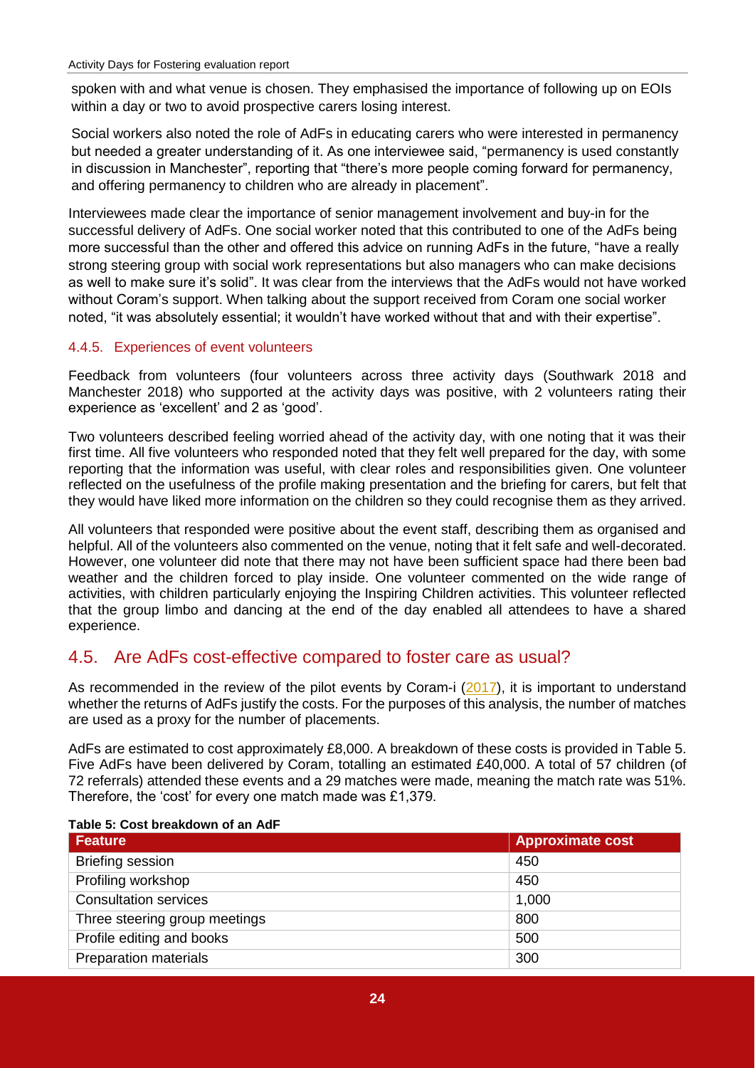spoken with and what venue is chosen. They emphasised the importance of following up on EOIs within a day or two to avoid prospective carers losing interest.

Social workers also noted the role of AdFs in educating carers who were interested in permanency but needed a greater understanding of it. As one interviewee said, "permanency is used constantly in discussion in Manchester", reporting that "there's more people coming forward for permanency, and offering permanency to children who are already in placement".

Interviewees made clear the importance of senior management involvement and buy-in for the successful delivery of AdFs. One social worker noted that this contributed to one of the AdFs being more successful than the other and offered this advice on running AdFs in the future, "have a really strong steering group with social work representations but also managers who can make decisions as well to make sure it's solid". It was clear from the interviews that the AdFs would not have worked without Coram's support. When talking about the support received from Coram one social worker noted, "it was absolutely essential; it wouldn't have worked without that and with their expertise".

### 4.4.5. Experiences of event volunteers

Feedback from volunteers (four volunteers across three activity days (Southwark 2018 and Manchester 2018) who supported at the activity days was positive, with 2 volunteers rating their experience as 'excellent' and 2 as 'good'.

Two volunteers described feeling worried ahead of the activity day, with one noting that it was their first time. All five volunteers who responded noted that they felt well prepared for the day, with some reporting that the information was useful, with clear roles and responsibilities given. One volunteer reflected on the usefulness of the profile making presentation and the briefing for carers, but felt that they would have liked more information on the children so they could recognise them as they arrived.

All volunteers that responded were positive about the event staff, describing them as organised and helpful. All of the volunteers also commented on the venue, noting that it felt safe and well-decorated. However, one volunteer did note that there may not have been sufficient space had there been bad weather and the children forced to play inside. One volunteer commented on the wide range of activities, with children particularly enjoying the Inspiring Children activities. This volunteer reflected that the group limbo and dancing at the end of the day enabled all attendees to have a shared experience.

## 4.5. Are AdFs cost-effective compared to foster care as usual?

As recommended in the review of the pilot events by Coram-i (2017), it is important to understand whether the returns of AdFs justify the costs. For the purposes of this analysis, the number of matches are used as a proxy for the number of placements.

AdFs are estimated to cost approximately £8,000. A breakdown of these costs is provided in Table 5. Five AdFs have been delivered by Coram, totalling an estimated £40,000. A total of 57 children (of 72 referrals) attended these events and a 29 matches were made, meaning the match rate was 51%. Therefore, the 'cost' for every one match made was £1,379.

**Table 5: Cost breakdown of an AdF**

| Feature | Approximate cost |
|---|---|
| Briefing session | 450 |
| Profiling workshop | 450 |
| Consultation services | 1,000 |
| Three steering group meetings | 800 |
| Profile editing and books | 500 |
| Preparation materials | 300 |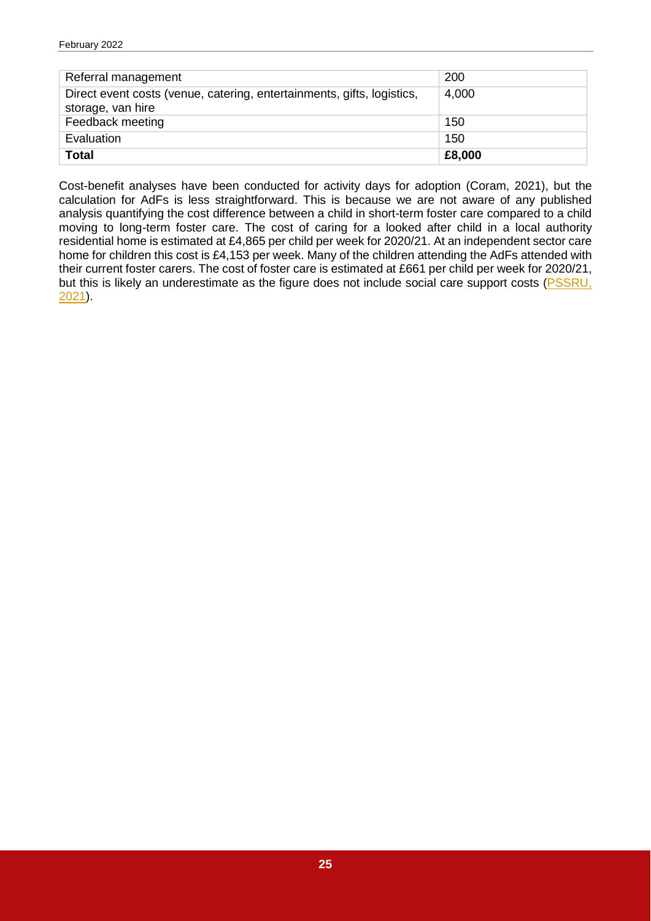| Referral management | 200 |
|---|---|
| Direct event costs (venue, catering, entertainments, gifts, logistics, storage, van hire | 4,000 |
| Feedback meeting | 150 |
| Evaluation | 150 |
| **Total** | **£8,000** |

Cost-benefit analyses have been conducted for activity days for adoption (Coram, 2021), but the calculation for AdFs is less straightforward. This is because we are not aware of any published analysis quantifying the cost difference between a child in short-term foster care compared to a child moving to long-term foster care. The cost of caring for a looked after child in a local authority residential home is estimated at £4,865 per child per week for 2020/21. At an independent sector care home for children this cost is £4,153 per week. Many of the children attending the AdFs attended with their current foster carers. The cost of foster care is estimated at £661 per child per week for 2020/21, but this is likely an underestimate as the figure does not include social care support costs (PSSRU, 2021).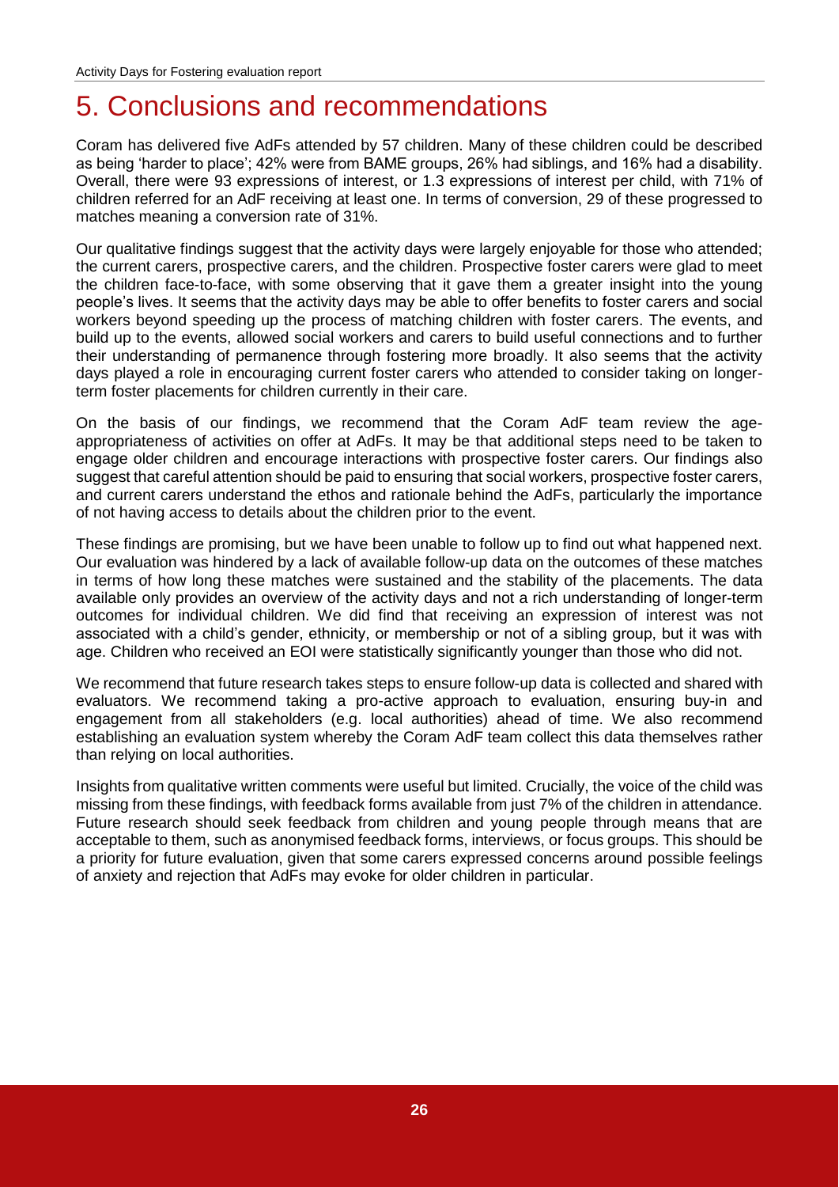# 5. Conclusions and recommendations

Coram has delivered five AdFs attended by 57 children. Many of these children could be described as being 'harder to place'; 42% were from BAME groups, 26% had siblings, and 16% had a disability. Overall, there were 93 expressions of interest, or 1.3 expressions of interest per child, with 71% of children referred for an AdF receiving at least one. In terms of conversion, 29 of these progressed to matches meaning a conversion rate of 31%.

Our qualitative findings suggest that the activity days were largely enjoyable for those who attended; the current carers, prospective carers, and the children. Prospective foster carers were glad to meet the children face-to-face, with some observing that it gave them a greater insight into the young people's lives. It seems that the activity days may be able to offer benefits to foster carers and social workers beyond speeding up the process of matching children with foster carers. The events, and build up to the events, allowed social workers and carers to build useful connections and to further their understanding of permanence through fostering more broadly. It also seems that the activity days played a role in encouraging current foster carers who attended to consider taking on longer-term foster placements for children currently in their care.

On the basis of our findings, we recommend that the Coram AdF team review the age-appropriateness of activities on offer at AdFs. It may be that additional steps need to be taken to engage older children and encourage interactions with prospective foster carers. Our findings also suggest that careful attention should be paid to ensuring that social workers, prospective foster carers, and current carers understand the ethos and rationale behind the AdFs, particularly the importance of not having access to details about the children prior to the event.

These findings are promising, but we have been unable to follow up to find out what happened next. Our evaluation was hindered by a lack of available follow-up data on the outcomes of these matches in terms of how long these matches were sustained and the stability of the placements. The data available only provides an overview of the activity days and not a rich understanding of longer-term outcomes for individual children. We did find that receiving an expression of interest was not associated with a child's gender, ethnicity, or membership or not of a sibling group, but it was with age. Children who received an EOI were statistically significantly younger than those who did not.

We recommend that future research takes steps to ensure follow-up data is collected and shared with evaluators. We recommend taking a pro-active approach to evaluation, ensuring buy-in and engagement from all stakeholders (e.g. local authorities) ahead of time. We also recommend establishing an evaluation system whereby the Coram AdF team collect this data themselves rather than relying on local authorities.

Insights from qualitative written comments were useful but limited. Crucially, the voice of the child was missing from these findings, with feedback forms available from just 7% of the children in attendance. Future research should seek feedback from children and young people through means that are acceptable to them, such as anonymised feedback forms, interviews, or focus groups. This should be a priority for future evaluation, given that some carers expressed concerns around possible feelings of anxiety and rejection that AdFs may evoke for older children in particular.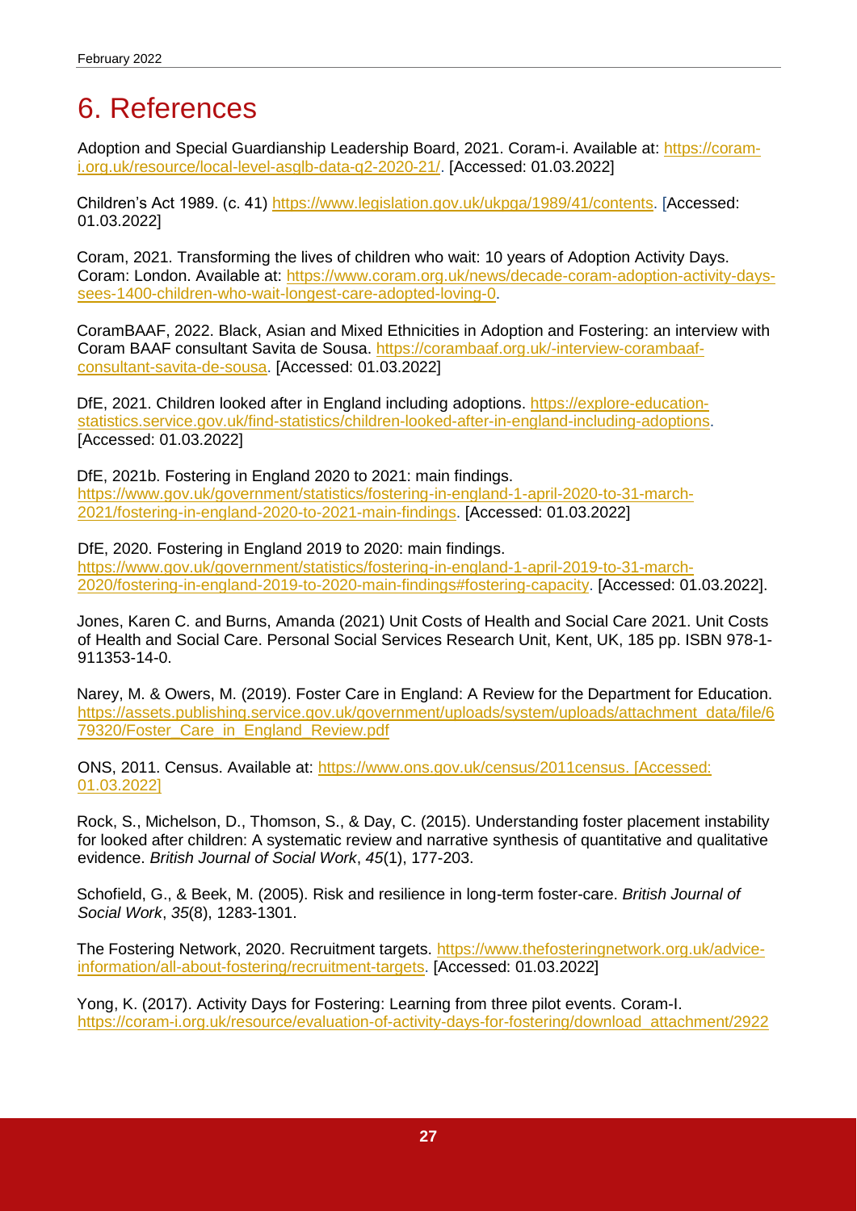# 6. References

Adoption and Special Guardianship Leadership Board, 2021. Coram-i. Available at: https://coram-i.org.uk/resource/local-level-asglb-data-q2-2020-21/. [Accessed: 01.03.2022]

Children's Act 1989. (c. 41) https://www.legislation.gov.uk/ukpga/1989/41/contents. [Accessed: 01.03.2022]

Coram, 2021. Transforming the lives of children who wait: 10 years of Adoption Activity Days. Coram: London. Available at: https://www.coram.org.uk/news/decade-coram-adoption-activity-days-sees-1400-children-who-wait-longest-care-adopted-loving-0.

CoramBAAF, 2022. Black, Asian and Mixed Ethnicities in Adoption and Fostering: an interview with Coram BAAF consultant Savita de Sousa. https://corambaaf.org.uk/-interview-corambaaf-consultant-savita-de-sousa. [Accessed: 01.03.2022]

DfE, 2021. Children looked after in England including adoptions. https://explore-education-statistics.service.gov.uk/find-statistics/children-looked-after-in-england-including-adoptions. [Accessed: 01.03.2022]

DfE, 2021b. Fostering in England 2020 to 2021: main findings. https://www.gov.uk/government/statistics/fostering-in-england-1-april-2020-to-31-march-2021/fostering-in-england-2020-to-2021-main-findings. [Accessed: 01.03.2022]

DfE, 2020. Fostering in England 2019 to 2020: main findings. https://www.gov.uk/government/statistics/fostering-in-england-1-april-2019-to-31-march-2020/fostering-in-england-2019-to-2020-main-findings#fostering-capacity. [Accessed: 01.03.2022].

Jones, Karen C. and Burns, Amanda (2021) Unit Costs of Health and Social Care 2021. Unit Costs of Health and Social Care. Personal Social Services Research Unit, Kent, UK, 185 pp. ISBN 978-1-911353-14-0.

Narey, M. & Owers, M. (2019). Foster Care in England: A Review for the Department for Education. https://assets.publishing.service.gov.uk/government/uploads/system/uploads/attachment_data/file/679320/Foster_Care_in_England_Review.pdf

ONS, 2011. Census. Available at: https://www.ons.gov.uk/census/2011census. [Accessed: 01.03.2022]

Rock, S., Michelson, D., Thomson, S., & Day, C. (2015). Understanding foster placement instability for looked after children: A systematic review and narrative synthesis of quantitative and qualitative evidence. *British Journal of Social Work*, *45*(1), 177-203.

Schofield, G., & Beek, M. (2005). Risk and resilience in long-term foster-care. *British Journal of Social Work*, *35*(8), 1283-1301.

The Fostering Network, 2020. Recruitment targets. https://www.thefosteringnetwork.org.uk/advice-information/all-about-fostering/recruitment-targets. [Accessed: 01.03.2022]

Yong, K. (2017). Activity Days for Fostering: Learning from three pilot events. Coram-I. https://coram-i.org.uk/resource/evaluation-of-activity-days-for-fostering/download_attachment/2922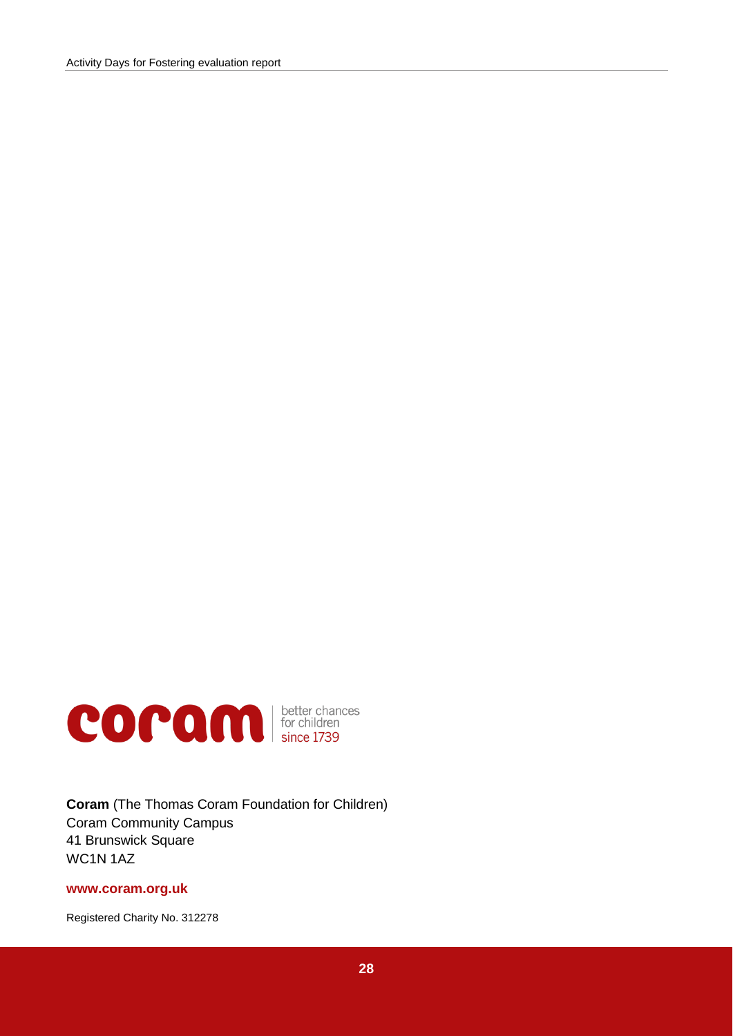coram | better chances for children since 1739

**Coram** (The Thomas Coram Foundation for Children)
Coram Community Campus
41 Brunswick Square
WC1N 1AZ

**www.coram.org.uk**

Registered Charity No. 312278